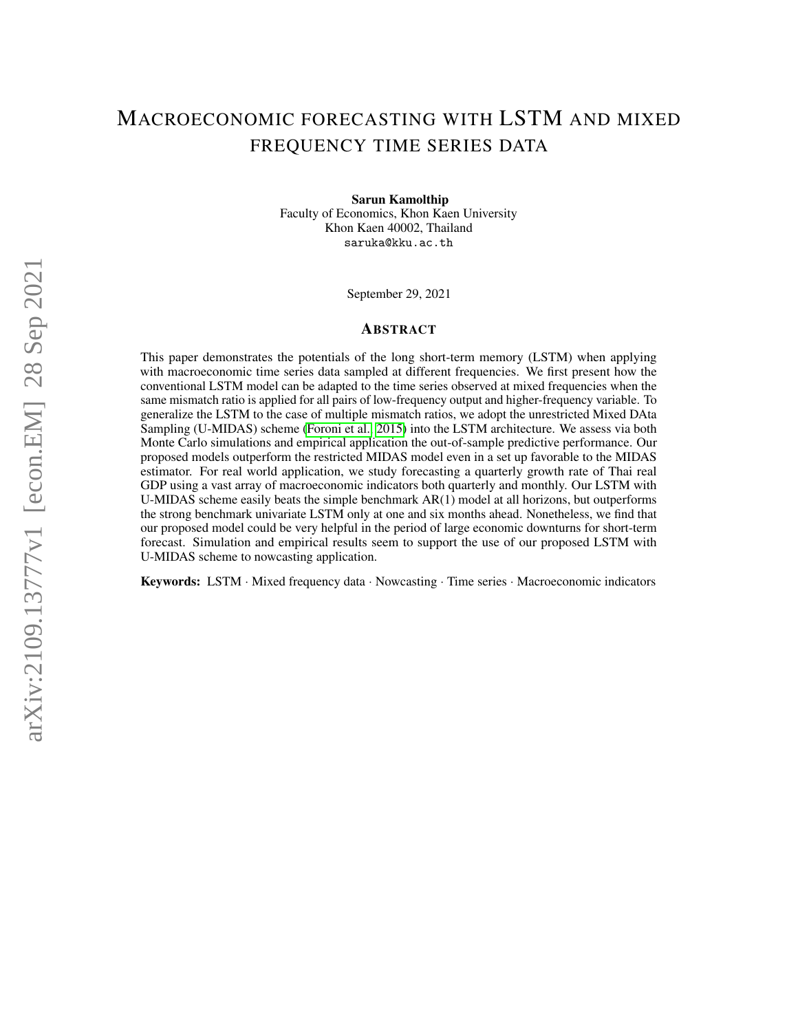# Macroeconomic forecasting with LSTM and mixed frequency time series data

**Sarun Kamolthip**
Faculty of Economics, Khon Kaen University
Khon Kaen 40002, Thailand
saruka@kku.ac.th

September 29, 2021

## Abstract

This paper demonstrates the potentials of the long short-term memory (LSTM) when applying with macroeconomic time series data sampled at different frequencies. We first present how the conventional LSTM model can be adapted to the time series observed at mixed frequencies when the same mismatch ratio is applied for all pairs of low-frequency output and higher-frequency variable. To generalize the LSTM to the case of multiple mismatch ratios, we adopt the unrestricted Mixed DAta Sampling (U-MIDAS) scheme (Foroni et al., 2015) into the LSTM architecture. We assess via both Monte Carlo simulations and empirical application the out-of-sample predictive performance. Our proposed models outperform the restricted MIDAS model even in a set up favorable to the MIDAS estimator. For real world application, we study forecasting a quarterly growth rate of Thai real GDP using a vast array of macroeconomic indicators both quarterly and monthly. Our LSTM with U-MIDAS scheme easily beats the simple benchmark AR(1) model at all horizons, but outperforms the strong benchmark univariate LSTM only at one and six months ahead. Nonetheless, we find that our proposed model could be very helpful in the period of large economic downturns for short-term forecast. Simulation and empirical results seem to support the use of our proposed LSTM with U-MIDAS scheme to nowcasting application.

**Keywords:** LSTM · Mixed frequency data · Nowcasting · Time series · Macroeconomic indicators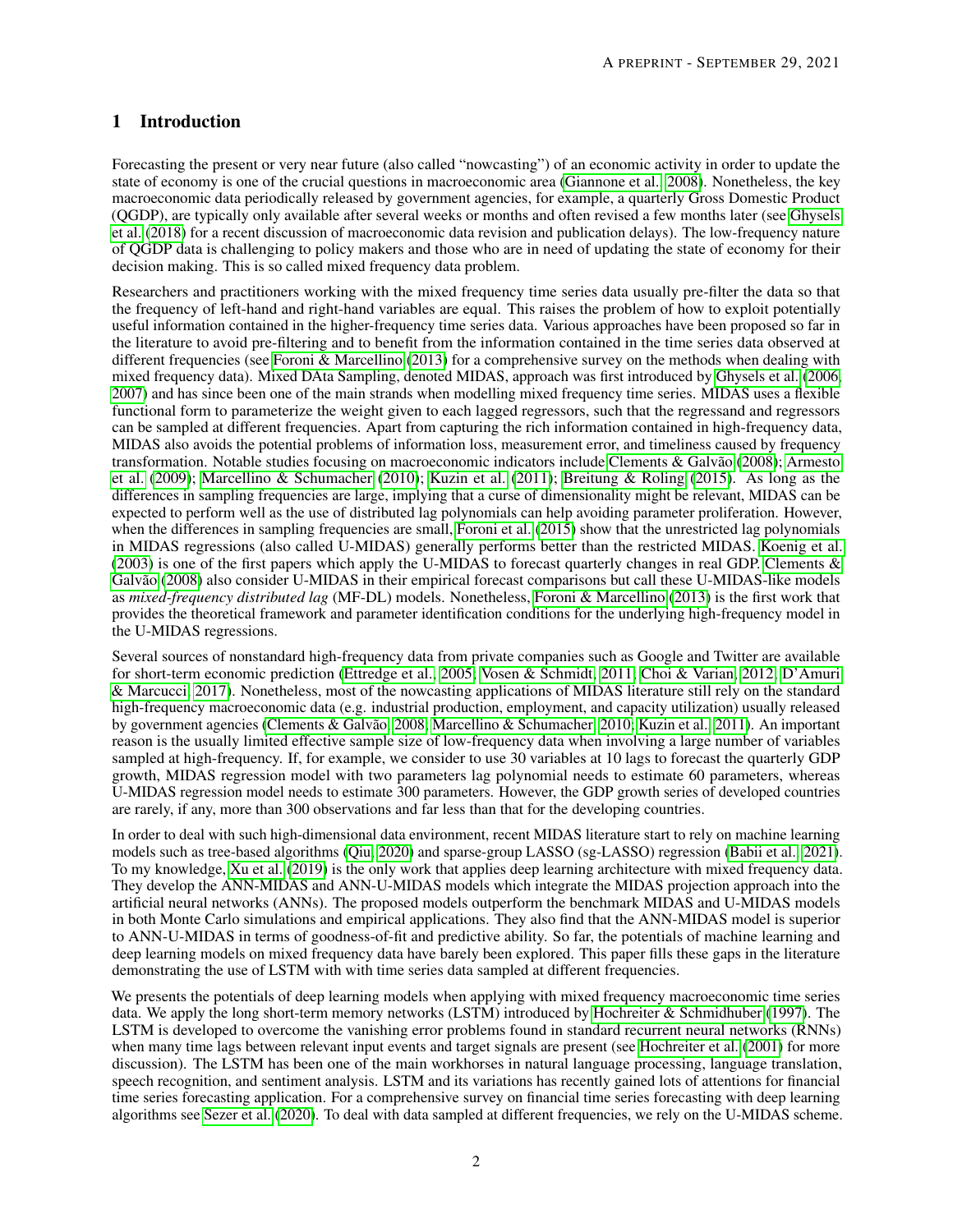# 1 Introduction

Forecasting the present or very near future (also called "nowcasting") of an economic activity in order to update the state of economy is one of the crucial questions in macroeconomic area (Giannone et al., 2008). Nonetheless, the key macroeconomic data periodically released by government agencies, for example, a quarterly Gross Domestic Product (QGDP), are typically only available after several weeks or months and often revised a few months later (see Ghysels et al. (2018) for a recent discussion of macroeconomic data revision and publication delays). The low-frequency nature of QGDP data is challenging to policy makers and those who are in need of updating the state of economy for their decision making. This is so called mixed frequency data problem.

Researchers and practitioners working with the mixed frequency time series data usually pre-filter the data so that the frequency of left-hand and right-hand variables are equal. This raises the problem of how to exploit potentially useful information contained in the higher-frequency time series data. Various approaches have been proposed so far in the literature to avoid pre-filtering and to benefit from the information contained in the time series data observed at different frequencies (see Foroni & Marcellino (2013) for a comprehensive survey on the methods when dealing with mixed frequency data). Mixed DAta Sampling, denoted MIDAS, approach was first introduced by Ghysels et al. (2006, 2007) and has since been one of the main strands when modelling mixed frequency time series. MIDAS uses a flexible functional form to parameterize the weight given to each lagged regressors, such that the regressand and regressors can be sampled at different frequencies. Apart from capturing the rich information contained in high-frequency data, MIDAS also avoids the potential problems of information loss, measurement error, and timeliness caused by frequency transformation. Notable studies focusing on macroeconomic indicators include Clements & Galvão (2008); Armesto et al. (2009); Marcellino & Schumacher (2010); Kuzin et al. (2011); Breitung & Roling (2015). As long as the differences in sampling frequencies are large, implying that a curse of dimensionality might be relevant, MIDAS can be expected to perform well as the use of distributed lag polynomials can help avoiding parameter proliferation. However, when the differences in sampling frequencies are small, Foroni et al. (2015) show that the unrestricted lag polynomials in MIDAS regressions (also called U-MIDAS) generally performs better than the restricted MIDAS. Koenig et al. (2003) is one of the first papers which apply the U-MIDAS to forecast quarterly changes in real GDP. Clements & Galvão (2008) also consider U-MIDAS in their empirical forecast comparisons but call these U-MIDAS-like models as *mixed-frequency distributed lag* (MF-DL) models. Nonetheless, Foroni & Marcellino (2013) is the first work that provides the theoretical framework and parameter identification conditions for the underlying high-frequency model in the U-MIDAS regressions.

Several sources of nonstandard high-frequency data from private companies such as Google and Twitter are available for short-term economic prediction (Ettredge et al., 2005; Vosen & Schmidt, 2011; Choi & Varian, 2012; D'Amuri & Marcucci, 2017). Nonetheless, most of the nowcasting applications of MIDAS literature still rely on the standard high-frequency macroeconomic data (e.g. industrial production, employment, and capacity utilization) usually released by government agencies (Clements & Galvão, 2008; Marcellino & Schumacher, 2010; Kuzin et al., 2011). An important reason is the usually limited effective sample size of low-frequency data when involving a large number of variables sampled at high-frequency. If, for example, we consider to use 30 variables at 10 lags to forecast the quarterly GDP growth, MIDAS regression model with two parameters lag polynomial needs to estimate 60 parameters, whereas U-MIDAS regression model needs to estimate 300 parameters. However, the GDP growth series of developed countries are rarely, if any, more than 300 observations and far less than that for the developing countries.

In order to deal with such high-dimensional data environment, recent MIDAS literature start to rely on machine learning models such as tree-based algorithms (Qiu, 2020) and sparse-group LASSO (sg-LASSO) regression (Babii et al., 2021). To my knowledge, Xu et al. (2019) is the only work that applies deep learning architecture with mixed frequency data. They develop the ANN-MIDAS and ANN-U-MIDAS models which integrate the MIDAS projection approach into the artificial neural networks (ANNs). The proposed models outperform the benchmark MIDAS and U-MIDAS models in both Monte Carlo simulations and empirical applications. They also find that the ANN-MIDAS model is superior to ANN-U-MIDAS in terms of goodness-of-fit and predictive ability. So far, the potentials of machine learning and deep learning models on mixed frequency data have barely been explored. This paper fills these gaps in the literature demonstrating the use of LSTM with with time series data sampled at different frequencies.

We presents the potentials of deep learning models when applying with mixed frequency macroeconomic time series data. We apply the long short-term memory networks (LSTM) introduced by Hochreiter & Schmidhuber (1997). The LSTM is developed to overcome the vanishing error problems found in standard recurrent neural networks (RNNs) when many time lags between relevant input events and target signals are present (see Hochreiter et al. (2001) for more discussion). The LSTM has been one of the main workhorses in natural language processing, language translation, speech recognition, and sentiment analysis. LSTM and its variations has recently gained lots of attentions for financial time series forecasting application. For a comprehensive survey on financial time series forecasting with deep learning algorithms see Sezer et al. (2020). To deal with data sampled at different frequencies, we rely on the U-MIDAS scheme.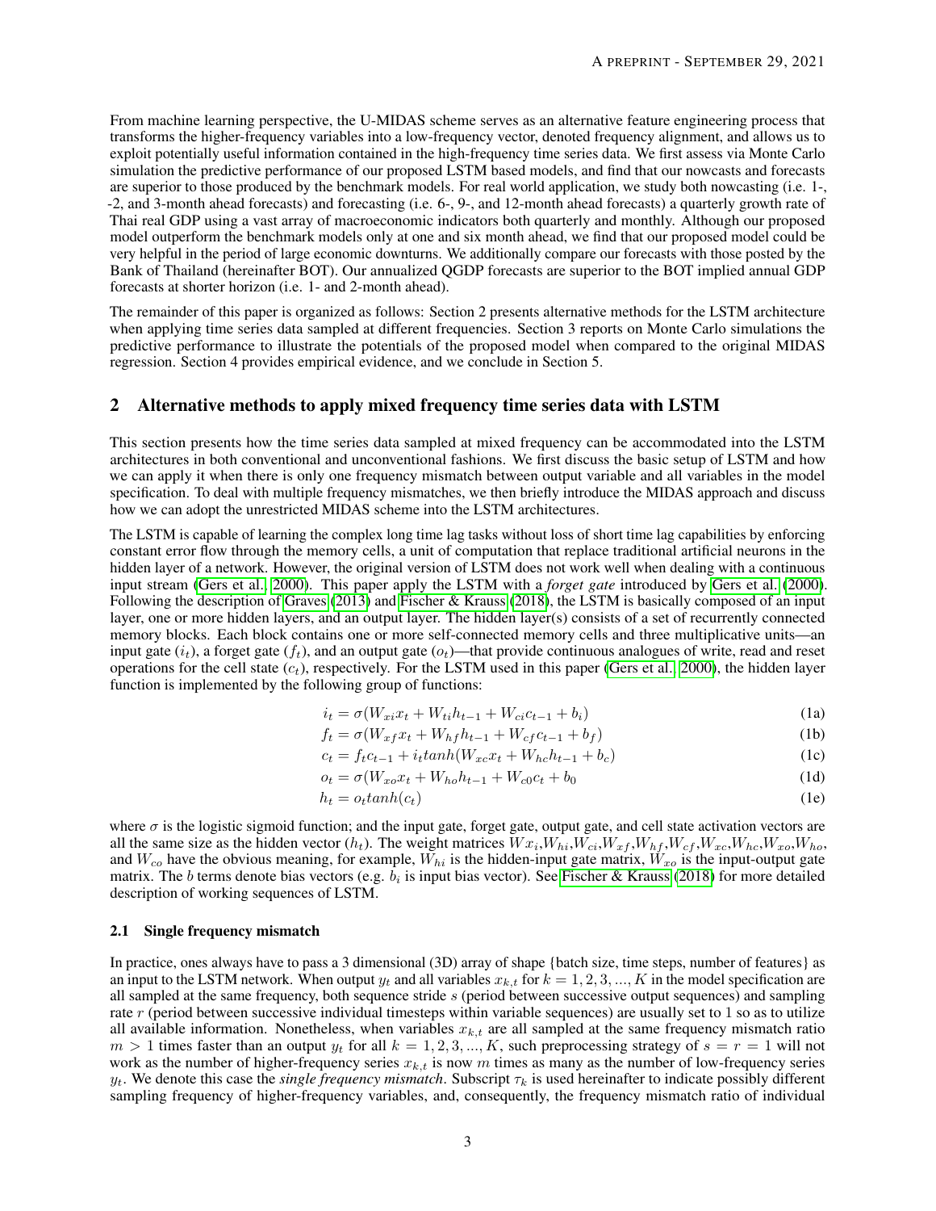From machine learning perspective, the U-MIDAS scheme serves as an alternative feature engineering process that transforms the higher-frequency variables into a low-frequency vector, denoted frequency alignment, and allows us to exploit potentially useful information contained in the high-frequency time series data. We first assess via Monte Carlo simulation the predictive performance of our proposed LSTM based models, and find that our nowcasts and forecasts are superior to those produced by the benchmark models. For real world application, we study both nowcasting (i.e. 1-, -2, and 3-month ahead forecasts) and forecasting (i.e. 6-, 9-, and 12-month ahead forecasts) a quarterly growth rate of Thai real GDP using a vast array of macroeconomic indicators both quarterly and monthly. Although our proposed model outperform the benchmark models only at one and six month ahead, we find that our proposed model could be very helpful in the period of large economic downturns. We additionally compare our forecasts with those posted by the Bank of Thailand (hereinafter BOT). Our annualized QGDP forecasts are superior to the BOT implied annual GDP forecasts at shorter horizon (i.e. 1- and 2-month ahead).

The remainder of this paper is organized as follows: Section 2 presents alternative methods for the LSTM architecture when applying time series data sampled at different frequencies. Section 3 reports on Monte Carlo simulations the predictive performance to illustrate the potentials of the proposed model when compared to the original MIDAS regression. Section 4 provides empirical evidence, and we conclude in Section 5.

## 2 Alternative methods to apply mixed frequency time series data with LSTM

This section presents how the time series data sampled at mixed frequency can be accommodated into the LSTM architectures in both conventional and unconventional fashions. We first discuss the basic setup of LSTM and how we can apply it when there is only one frequency mismatch between output variable and all variables in the model specification. To deal with multiple frequency mismatches, we then briefly introduce the MIDAS approach and discuss how we can adopt the unrestricted MIDAS scheme into the LSTM architectures.

The LSTM is capable of learning the complex long time lag tasks without loss of short time lag capabilities by enforcing constant error flow through the memory cells, a unit of computation that replace traditional artificial neurons in the hidden layer of a network. However, the original version of LSTM does not work well when dealing with a continuous input stream (Gers et al., 2000). This paper apply the LSTM with a *forget gate* introduced by Gers et al. (2000). Following the description of Graves (2013) and Fischer & Krauss (2018), the LSTM is basically composed of an input layer, one or more hidden layers, and an output layer. The hidden layer(s) consists of a set of recurrently connected memory blocks. Each block contains one or more self-connected memory cells and three multiplicative units—an input gate ($i_t$), a forget gate ($f_t$), and an output gate ($o_t$)—that provide continuous analogues of write, read and reset operations for the cell state ($c_t$), respectively. For the LSTM used in this paper (Gers et al., 2000), the hidden layer function is implemented by the following group of functions:

$$i_t = \sigma(W_{xi}x_t + W_{ti}h_{t-1} + W_{ci}c_{t-1} + b_i) \tag{1a}$$

$$f_t = \sigma(W_{xf}x_t + W_{hf}h_{t-1} + W_{cf}c_{t-1} + b_f) \tag{1b}$$

$$c_t = f_t c_{t-1} + i_t tanh(W_{xc}x_t + W_{hc}h_{t-1} + b_c) \tag{1c}$$

$$o_t = \sigma(W_{xo}x_t + W_{ho}h_{t-1} + W_{c0}c_t + b_0 \tag{1d}$$

$$h_t = o_t tanh(c_t) \tag{1e}$$

where $\sigma$ is the logistic sigmoid function; and the input gate, forget gate, output gate, and cell state activation vectors are all the same size as the hidden vector ($h_t$). The weight matrices $Wx_i$,$W_{hi}$,$W_{ci}$,$W_{xf}$,$W_{hf}$,$W_{cf}$,$W_{xc}$,$W_{hc}$,$W_{xo}$,$W_{ho}$, and $W_{co}$ have the obvious meaning, for example, $W_{hi}$ is the hidden-input gate matrix, $W_{xo}$ is the input-output gate matrix. The $b$ terms denote bias vectors (e.g. $b_i$ is input bias vector). See Fischer & Krauss (2018) for more detailed description of working sequences of LSTM.

### 2.1 Single frequency mismatch

In practice, ones always have to pass a 3 dimensional (3D) array of shape {batch size, time steps, number of features} as an input to the LSTM network. When output $y_t$ and all variables $x_{k,t}$ for $k = 1, 2, 3, ..., K$ in the model specification are all sampled at the same frequency, both sequence stride $s$ (period between successive output sequences) and sampling rate $r$ (period between successive individual timesteps within variable sequences) are usually set to 1 so as to utilize all available information. Nonetheless, when variables $x_{k,t}$ are all sampled at the same frequency mismatch ratio $m > 1$ times faster than an output $y_t$ for all $k = 1, 2, 3, ..., K$, such preprocessing strategy of $s = r = 1$ will not work as the number of higher-frequency series $x_{k,t}$ is now $m$ times as many as the number of low-frequency series $y_t$. We denote this case the *single frequency mismatch*. Subscript $\tau_k$ is used hereinafter to indicate possibly different sampling frequency of higher-frequency variables, and, consequently, the frequency mismatch ratio of individual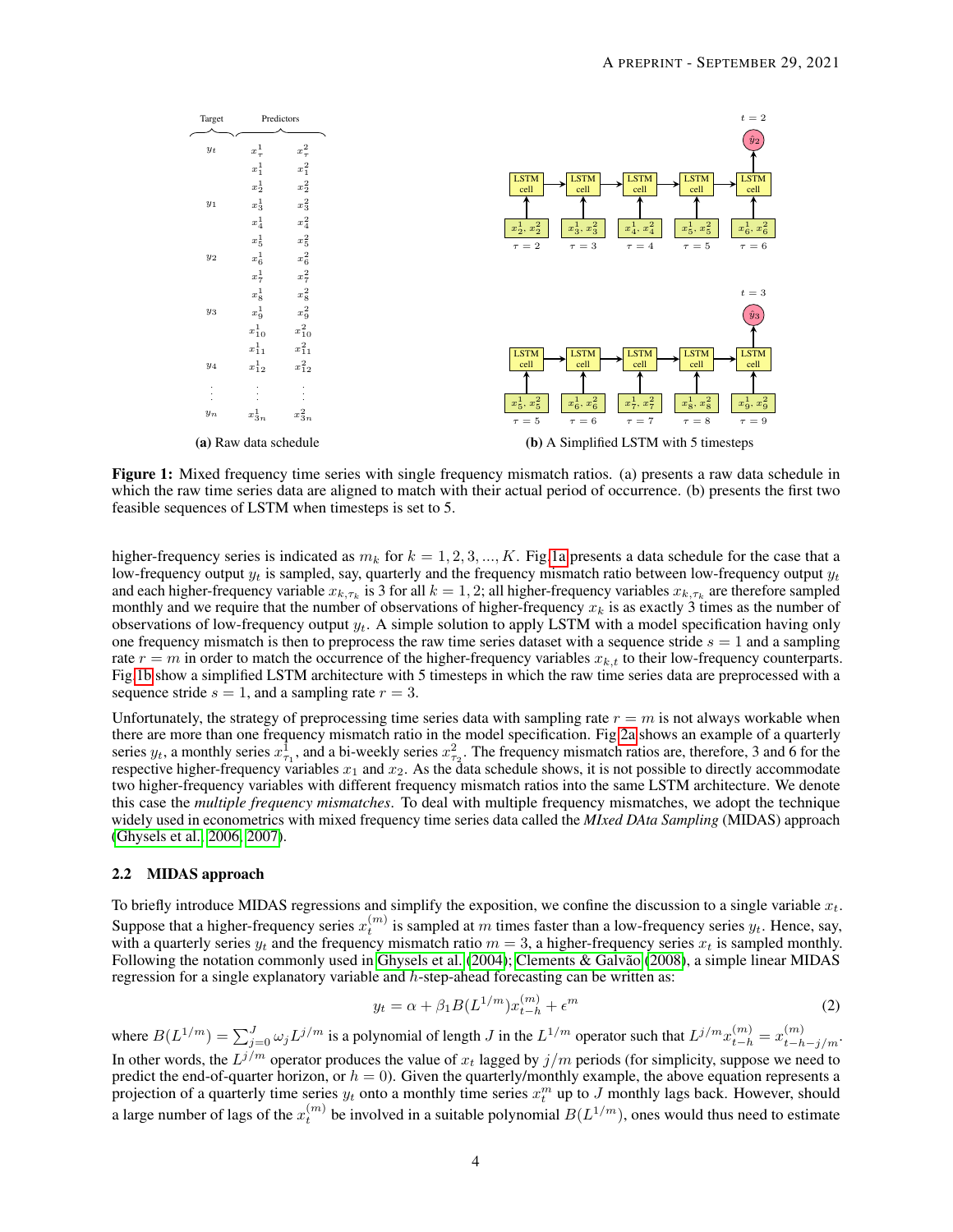(a) Raw data schedule

(b) A Simplified LSTM with 5 timesteps

**Figure 1:** Mixed frequency time series with single frequency mismatch ratios. (a) presents a raw data schedule in which the raw time series data are aligned to match with their actual period of occurrence. (b) presents the first two feasible sequences of LSTM when timesteps is set to 5.

higher-frequency series is indicated as $m_k$ for $k = 1, 2, 3, ..., K$. Fig 1a presents a data schedule for the case that a low-frequency output $y_t$ is sampled, say, quarterly and the frequency mismatch ratio between low-frequency output $y_t$ and each higher-frequency variable $x_{k,\tau_k}$ is 3 for all $k = 1, 2$; all higher-frequency variables $x_{k,\tau_k}$ are therefore sampled monthly and we require that the number of observations of higher-frequency $x_k$ is as exactly 3 times as the number of observations of low-frequency output $y_t$. A simple solution to apply LSTM with a model specification having only one frequency mismatch is then to preprocess the raw time series dataset with a sequence stride $s = 1$ and a sampling rate $r = m$ in order to match the occurrence of the higher-frequency variables $x_{k,t}$ to their low-frequency counterparts. Fig 1b show a simplified LSTM architecture with 5 timesteps in which the raw time series data are preprocessed with a sequence stride $s = 1$, and a sampling rate $r = 3$.

Unfortunately, the strategy of preprocessing time series data with sampling rate $r = m$ is not always workable when there are more than one frequency mismatch ratio in the model specification. Fig 2a shows an example of a quarterly series $y_t$, a monthly series $x^1_{\tau_1}$, and a bi-weekly series $x^2_{\tau_2}$. The frequency mismatch ratios are, therefore, 3 and 6 for the respective higher-frequency variables $x_1$ and $x_2$. As the data schedule shows, it is not possible to directly accommodate two higher-frequency variables with different frequency mismatch ratios into the same LSTM architecture. We denote this case the *multiple frequency mismatches*. To deal with multiple frequency mismatches, we adopt the technique widely used in econometrics with mixed frequency time series data called the *MIxed DAta Sampling* (MIDAS) approach (Ghysels et al., 2006, 2007).

### 2.2 MIDAS approach

To briefly introduce MIDAS regressions and simplify the exposition, we confine the discussion to a single variable $x_t$. Suppose that a higher-frequency series $x_t^{(m)}$ is sampled at $m$ times faster than a low-frequency series $y_t$. Hence, say, with a quarterly series $y_t$ and the frequency mismatch ratio $m = 3$, a higher-frequency series $x_t$ is sampled monthly. Following the notation commonly used in Ghysels et al. (2004); Clements & Galvão (2008), a simple linear MIDAS regression for a single explanatory variable and $h$-step-ahead forecasting can be written as:

$$y_t = \alpha + \beta_1 B(L^{1/m}) x_{t-h}^{(m)} + \epsilon^m \tag{2}$$

where $B(L^{1/m}) = \sum_{j=0}^{J} \omega_j L^{j/m}$ is a polynomial of length $J$ in the $L^{1/m}$ operator such that $L^{j/m} x_{t-h}^{(m)} = x_{t-h-j/m}^{(m)}$. In other words, the $L^{j/m}$ operator produces the value of $x_t$ lagged by $j/m$ periods (for simplicity, suppose we need to predict the end-of-quarter horizon, or $h = 0$). Given the quarterly/monthly example, the above equation represents a projection of a quarterly time series $y_t$ onto a monthly time series $x_t^m$ up to $J$ monthly lags back. However, should a large number of lags of the $x_t^{(m)}$ be involved in a suitable polynomial $B(L^{1/m})$, ones would thus need to estimate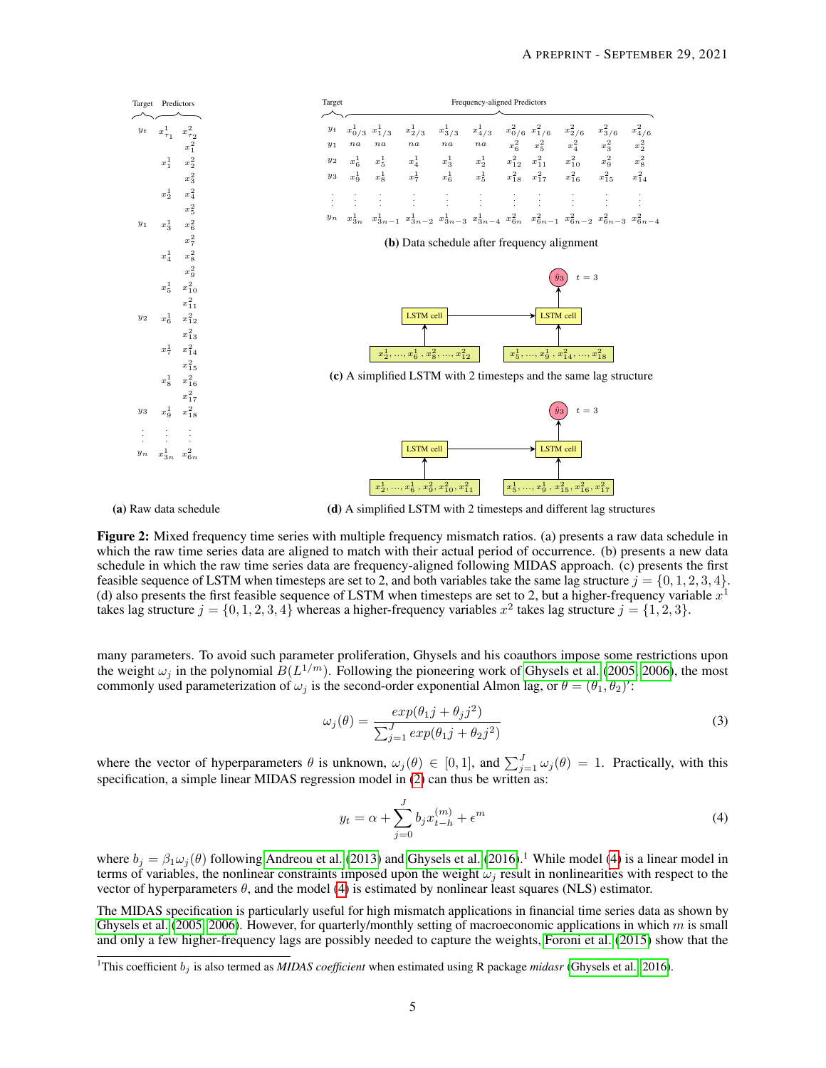**(a)** Raw data schedule

| Target | Predictors | |
|---|---|---|
| $y_t$ | $x^1_{\tau_1}$ | $x^2_{\tau_2}$ |
| | | $x^2_1$ |
| | $x^1_1$ | $x^2_2$ |
| | | $x^2_3$ |
| | $x^1_2$ | $x^2_4$ |
| | | $x^2_5$ |
| $y_1$ | $x^1_3$ | $x^2_6$ |
| | | $x^2_7$ |
| | $x^1_4$ | $x^2_8$ |
| | | $x^2_9$ |
| | $x^1_5$ | $x^2_{10}$ |
| | | $x^2_{11}$ |
| $y_2$ | $x^1_6$ | $x^2_{12}$ |
| | | $x^2_{13}$ |
| | $x^1_7$ | $x^2_{14}$ |
| | | $x^2_{15}$ |
| | $x^1_8$ | $x^2_{16}$ |
| | | $x^2_{17}$ |
| $y_3$ | $x^1_9$ | $x^2_{18}$ |
| $\vdots$ | $\vdots$ | $\vdots$ |
| $y_n$ | $x^1_{3n}$ | $x^2_{6n}$ |

**(b)** Data schedule after frequency alignment

| Target | Frequency-aligned Predictors | | | | | | | | | |
|---|---|---|---|---|---|---|---|---|---|---|
| $y_t$ | $x^1_{0/3}$ | $x^1_{1/3}$ | $x^1_{2/3}$ | $x^1_{3/3}$ | $x^1_{4/3}$ | $x^2_{0/6}$ | $x^2_{1/6}$ | $x^2_{2/6}$ | $x^2_{3/6}$ | $x^2_{4/6}$ |
| $y_1$ | $na$ | $na$ | $na$ | $na$ | $na$ | $x^2_6$ | $x^2_5$ | $x^2_4$ | $x^2_3$ | $x^2_2$ |
| $y_2$ | $x^1_6$ | $x^1_5$ | $x^1_4$ | $x^1_3$ | $x^1_2$ | $x^2_{12}$ | $x^2_{11}$ | $x^2_{10}$ | $x^2_9$ | $x^2_8$ |
| $y_3$ | $x^1_9$ | $x^1_8$ | $x^1_7$ | $x^1_6$ | $x^1_5$ | $x^2_{18}$ | $x^2_{17}$ | $x^2_{16}$ | $x^2_{15}$ | $x^2_{14}$ |
| $\vdots$ | $\vdots$ | $\vdots$ | $\vdots$ | $\vdots$ | $\vdots$ | $\vdots$ | $\vdots$ | $\vdots$ | $\vdots$ | $\vdots$ |
| $y_n$ | $x^1_{3n}$ | $x^1_{3n-1}$ | $x^1_{3n-2}$ | $x^1_{3n-3}$ | $x^1_{3n-4}$ | $x^2_{6n}$ | $x^2_{6n-1}$ | $x^2_{6n-2}$ | $x^2_{6n-3}$ | $x^2_{6n-4}$ |

**(c)** A simplified LSTM with 2 timesteps and the same lag structure

Inputs: $x^1_2, ..., x^1_6, x^2_8, ..., x^2_{12}$ → LSTM cell → LSTM cell ← $x^1_5, ..., x^1_9, x^2_{14}, ..., x^2_{18}$; output $\hat{y}_3$, $t = 3$

**(d)** A simplified LSTM with 2 timesteps and different lag structures

Inputs: $x^1_2, ..., x^1_6, x^2_9, x^2_{10}, x^2_{11}$ → LSTM cell → LSTM cell ← $x^1_5, ..., x^1_9, x^2_{15}, x^2_{16}, x^2_{17}$; output $\hat{y}_3$, $t = 3$

**Figure 2:** Mixed frequency time series with multiple frequency mismatch ratios. (a) presents a raw data schedule in which the raw time series data are aligned to match with their actual period of occurrence. (b) presents a new data schedule in which the raw time series data are frequency-aligned following MIDAS approach. (c) presents the first feasible sequence of LSTM when timesteps are set to 2, and both variables take the same lag structure $j = \{0, 1, 2, 3, 4\}$. (d) also presents the first feasible sequence of LSTM when timesteps are set to 2, but a higher-frequency variable $x^1$ takes lag structure $j = \{0, 1, 2, 3, 4\}$ whereas a higher-frequency variables $x^2$ takes lag structure $j = \{1, 2, 3\}$.

many parameters. To avoid such parameter proliferation, Ghysels and his coauthors impose some restrictions upon the weight $\omega_j$ in the polynomial $B(L^{1/m})$. Following the pioneering work of Ghysels et al. (2005, 2006), the most commonly used parameterization of $\omega_j$ is the second-order exponential Almon lag, or $\theta = (\theta_1, \theta_2)'$:

$$\omega_j(\theta) = \frac{exp(\theta_1 j + \theta_j j^2)}{\sum_{j=1}^{J} exp(\theta_1 j + \theta_2 j^2)} \tag{3}$$

where the vector of hyperparameters $\theta$ is unknown, $\omega_j(\theta) \in [0, 1]$, and $\sum_{j=1}^{J} \omega_j(\theta) = 1$. Practically, with this specification, a simple linear MIDAS regression model in (2) can thus be written as:

$$y_t = \alpha + \sum_{j=0}^{J} b_j x_{t-h}^{(m)} + \epsilon^m \tag{4}$$

where $b_j = \beta_1 \omega_j(\theta)$ following Andreou et al. (2013) and Ghysels et al. (2016).[1] While model (4) is a linear model in terms of variables, the nonlinear constraints imposed upon the weight $\omega_j$ result in nonlinearities with respect to the vector of hyperparameters $\theta$, and the model (4) is estimated by nonlinear least squares (NLS) estimator.

The MIDAS specification is particularly useful for high mismatch applications in financial time series data as shown by Ghysels et al. (2005, 2006). However, for quarterly/monthly setting of macroeconomic applications in which $m$ is small and only a few higher-frequency lags are possibly needed to capture the weights, Foroni et al. (2015) show that the

[1] This coefficient $b_j$ is also termed as *MIDAS coefficient* when estimated using R package *midasr* (Ghysels et al., 2016).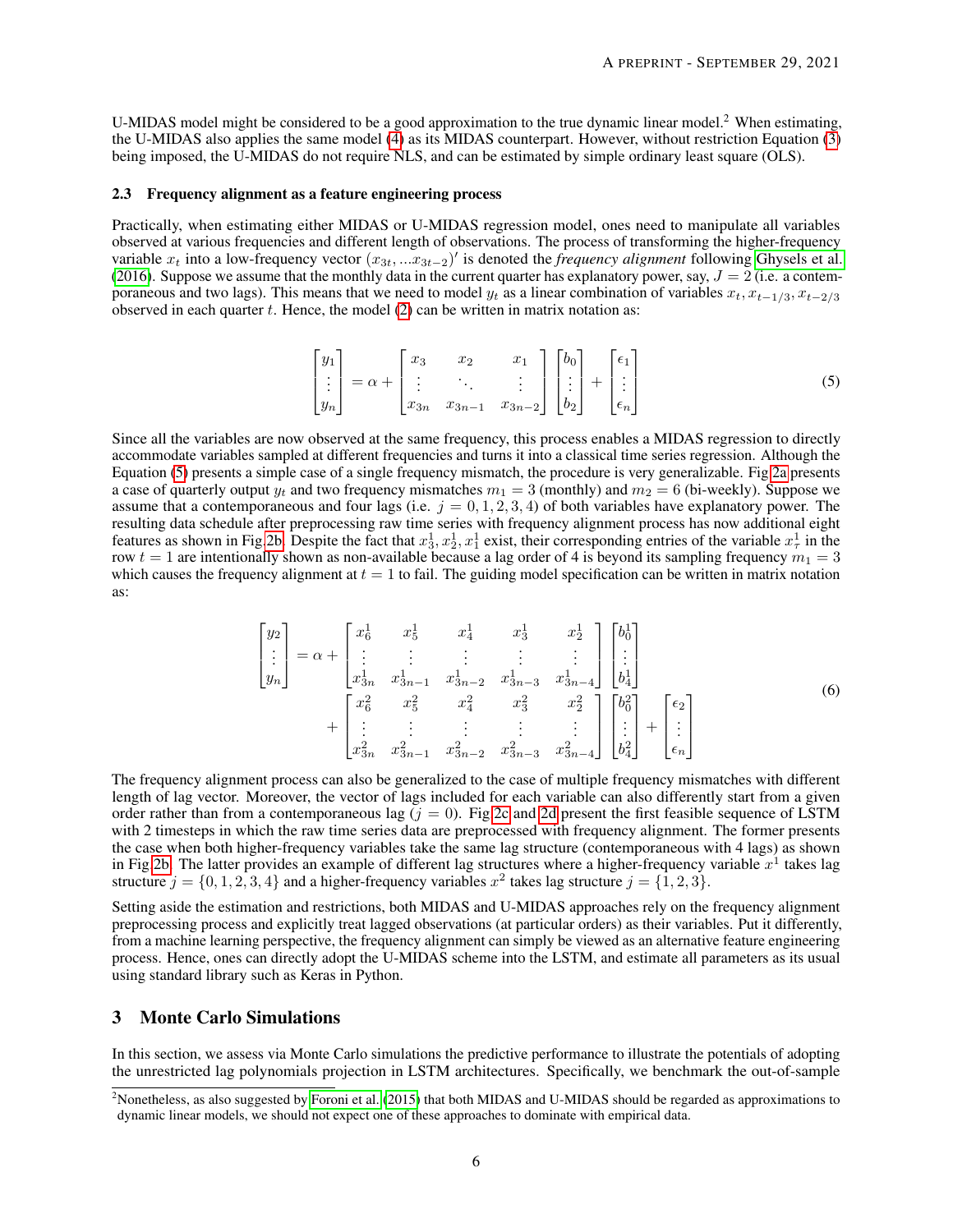U-MIDAS model might be considered to be a good approximation to the true dynamic linear model.[2] When estimating, the U-MIDAS also applies the same model (4) as its MIDAS counterpart. However, without restriction Equation (3) being imposed, the U-MIDAS do not require NLS, and can be estimated by simple ordinary least square (OLS).

### 2.3 Frequency alignment as a feature engineering process

Practically, when estimating either MIDAS or U-MIDAS regression model, ones need to manipulate all variables observed at various frequencies and different length of observations. The process of transforming the higher-frequency variable $x_t$ into a low-frequency vector $(x_{3t}, ...x_{3t-2})'$ is denoted the *frequency alignment* following Ghysels et al. (2016). Suppose we assume that the monthly data in the current quarter has explanatory power, say, $J = 2$ (i.e. a contemporaneous and two lags). This means that we need to model $y_t$ as a linear combination of variables $x_t, x_{t-1/3}, x_{t-2/3}$ observed in each quarter $t$. Hence, the model (2) can be written in matrix notation as:

$$
\begin{bmatrix} y_1 \\ \vdots \\ y_n \end{bmatrix} = \alpha + \begin{bmatrix} x_3 & x_2 & x_1 \\ \vdots & \ddots & \vdots \\ x_{3n} & x_{3n-1} & x_{3n-2} \end{bmatrix} \begin{bmatrix} b_0 \\ \vdots \\ b_2 \end{bmatrix} + \begin{bmatrix} \epsilon_1 \\ \vdots \\ \epsilon_n \end{bmatrix} \tag{5}
$$

Since all the variables are now observed at the same frequency, this process enables a MIDAS regression to directly accommodate variables sampled at different frequencies and turns it into a classical time series regression. Although the Equation (5) presents a simple case of a single frequency mismatch, the procedure is very generalizable. Fig 2a presents a case of quarterly output $y_t$ and two frequency mismatches $m_1 = 3$ (monthly) and $m_2 = 6$ (bi-weekly). Suppose we assume that a contemporaneous and four lags (i.e. $j = 0, 1, 2, 3, 4$) of both variables have explanatory power. The resulting data schedule after preprocessing raw time series with frequency alignment process has now additional eight features as shown in Fig 2b. Despite the fact that $x^1_3, x^1_2, x^1_1$ exist, their corresponding entries of the variable $x^1_\tau$ in the row $t = 1$ are intentionally shown as non-available because a lag order of 4 is beyond its sampling frequency $m_1 = 3$ which causes the frequency alignment at $t = 1$ to fail. The guiding model specification can be written in matrix notation as:

$$
\begin{aligned}
\begin{bmatrix} y_2 \\ \vdots \\ y_n \end{bmatrix} = \alpha &+ \begin{bmatrix} x^1_6 & x^1_5 & x^1_4 & x^1_3 & x^1_2 \\ \vdots & \vdots & \vdots & \vdots & \vdots \\ x^1_{3n} & x^1_{3n-1} & x^1_{3n-2} & x^1_{3n-3} & x^1_{3n-4} \end{bmatrix} \begin{bmatrix} b^1_0 \\ \vdots \\ b^1_4 \end{bmatrix} \\
&+ \begin{bmatrix} x^2_6 & x^2_5 & x^2_4 & x^2_3 & x^2_2 \\ \vdots & \vdots & \vdots & \vdots & \vdots \\ x^2_{3n} & x^2_{3n-1} & x^2_{3n-2} & x^2_{3n-3} & x^2_{3n-4} \end{bmatrix} \begin{bmatrix} b^2_0 \\ \vdots \\ b^2_4 \end{bmatrix} + \begin{bmatrix} \epsilon_2 \\ \vdots \\ \epsilon_n \end{bmatrix}
\end{aligned} \tag{6}
$$

The frequency alignment process can also be generalized to the case of multiple frequency mismatches with different length of lag vector. Moreover, the vector of lags included for each variable can also differently start from a given order rather than from a contemporaneous lag ($j = 0$). Fig 2c and 2d present the first feasible sequence of LSTM with 2 timesteps in which the raw time series data are preprocessed with frequency alignment. The former presents the case when both higher-frequency variables take the same lag structure (contemporaneous with 4 lags) as shown in Fig 2b. The latter provides an example of different lag structures where a higher-frequency variable $x^1$ takes lag structure $j = \{0, 1, 2, 3, 4\}$ and a higher-frequency variables $x^2$ takes lag structure $j = \{1, 2, 3\}$.

Setting aside the estimation and restrictions, both MIDAS and U-MIDAS approaches rely on the frequency alignment preprocessing process and explicitly treat lagged observations (at particular orders) as their variables. Put it differently, from a machine learning perspective, the frequency alignment can simply be viewed as an alternative feature engineering process. Hence, ones can directly adopt the U-MIDAS scheme into the LSTM, and estimate all parameters as its usual using standard library such as Keras in Python.

## 3 Monte Carlo Simulations

In this section, we assess via Monte Carlo simulations the predictive performance to illustrate the potentials of adopting the unrestricted lag polynomials projection in LSTM architectures. Specifically, we benchmark the out-of-sample

[2] Nonetheless, as also suggested by Foroni et al. (2015) that both MIDAS and U-MIDAS should be regarded as approximations to dynamic linear models, we should not expect one of these approaches to dominate with empirical data.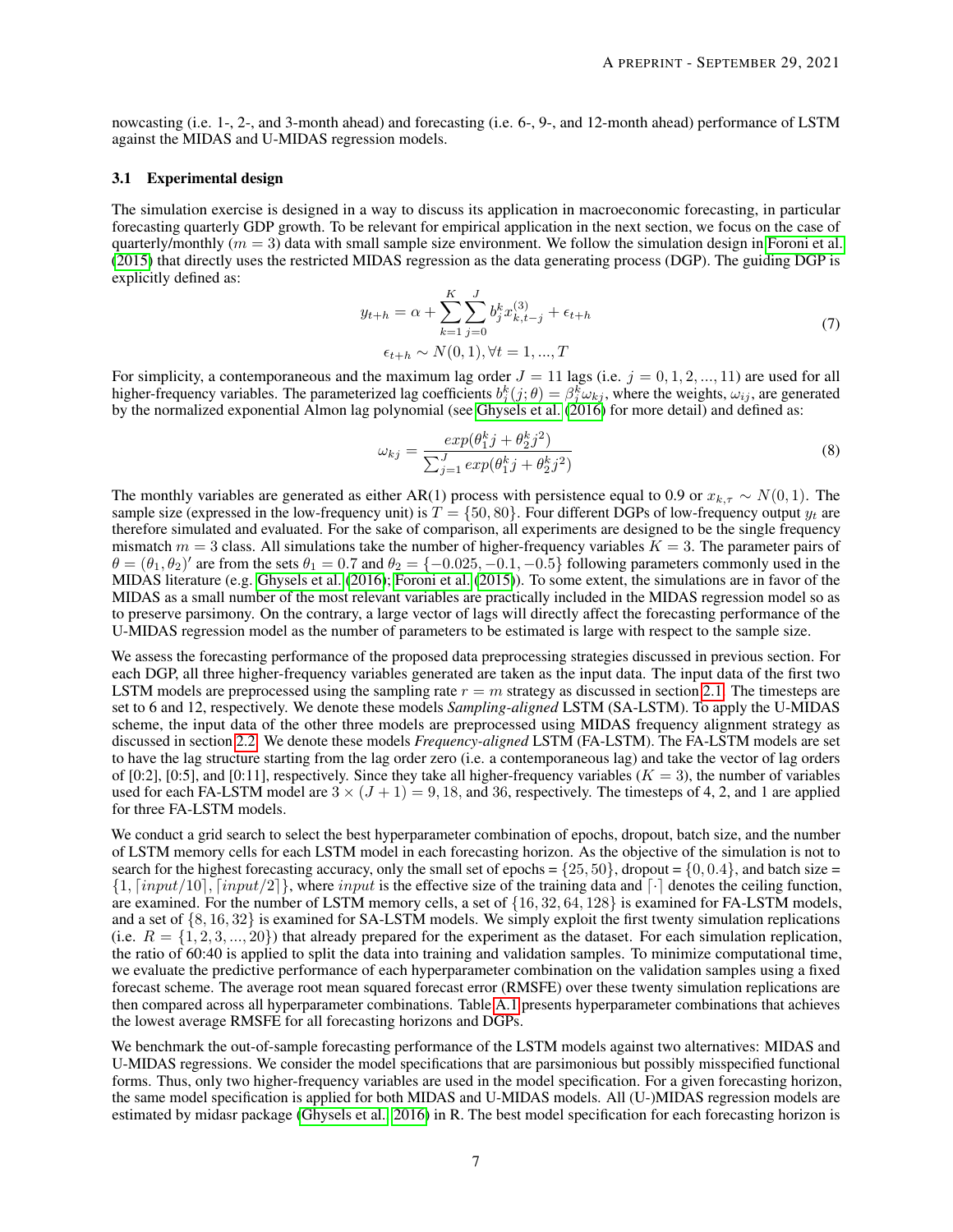nowcasting (i.e. 1-, 2-, and 3-month ahead) and forecasting (i.e. 6-, 9-, and 12-month ahead) performance of LSTM against the MIDAS and U-MIDAS regression models.

### 3.1 Experimental design

The simulation exercise is designed in a way to discuss its application in macroeconomic forecasting, in particular forecasting quarterly GDP growth. To be relevant for empirical application in the next section, we focus on the case of quarterly/monthly ($m = 3$) data with small sample size environment. We follow the simulation design in Foroni et al. (2015) that directly uses the restricted MIDAS regression as the data generating process (DGP). The guiding DGP is explicitly defined as:

$$
\begin{gathered}
y_{t+h} = \alpha + \sum_{k=1}^{K} \sum_{j=0}^{J} b_j^k x_{k,t-j}^{(3)} + \epsilon_{t+h} \\
\epsilon_{t+h} \sim N(0,1), \forall t = 1, ..., T
\end{gathered}
\tag{7}
$$

For simplicity, a contemporaneous and the maximum lag order $J = 11$ lags (i.e. $j = 0, 1, 2, ..., 11$) are used for all higher-frequency variables. The parameterized lag coefficients $b_j^k(j;\theta) = \beta_j^k \omega_{kj}$, where the weights, $\omega_{ij}$, are generated by the normalized exponential Almon lag polynomial (see Ghysels et al. (2016) for more detail) and defined as:

$$
\omega_{kj} = \frac{exp(\theta_1^k j + \theta_2^k j^2)}{\sum_{j=1}^{J} exp(\theta_1^k j + \theta_2^k j^2)}
\tag{8}
$$

The monthly variables are generated as either AR(1) process with persistence equal to 0.9 or $x_{k,\tau} \sim N(0, 1)$. The sample size (expressed in the low-frequency unit) is $T = \{50, 80\}$. Four different DGPs of low-frequency output $y_t$ are therefore simulated and evaluated. For the sake of comparison, all experiments are designed to be the single frequency mismatch $m = 3$ class. All simulations take the number of higher-frequency variables $K = 3$. The parameter pairs of $\theta = (\theta_1, \theta_2)'$ are from the sets $\theta_1 = 0.7$ and $\theta_2 = \{-0.025, -0.1, -0.5\}$ following parameters commonly used in the MIDAS literature (e.g. Ghysels et al. (2016); Foroni et al. (2015)). To some extent, the simulations are in favor of the MIDAS as a small number of the most relevant variables are practically included in the MIDAS regression model so as to preserve parsimony. On the contrary, a large vector of lags will directly affect the forecasting performance of the U-MIDAS regression model as the number of parameters to be estimated is large with respect to the sample size.

We assess the forecasting performance of the proposed data preprocessing strategies discussed in previous section. For each DGP, all three higher-frequency variables generated are taken as the input data. The input data of the first two LSTM models are preprocessed using the sampling rate $r = m$ strategy as discussed in section 2.1. The timesteps are set to 6 and 12, respectively. We denote these models *Sampling-aligned* LSTM (SA-LSTM). To apply the U-MIDAS scheme, the input data of the other three models are preprocessed using MIDAS frequency alignment strategy as discussed in section 2.2. We denote these models *Frequency-aligned* LSTM (FA-LSTM). The FA-LSTM models are set to have the lag structure starting from the lag order zero (i.e. a contemporaneous lag) and take the vector of lag orders of [0:2], [0:5], and [0:11], respectively. Since they take all higher-frequency variables ($K = 3$), the number of variables used for each FA-LSTM model are $3 \times (J + 1) = 9, 18$, and 36, respectively. The timesteps of 4, 2, and 1 are applied for three FA-LSTM models.

We conduct a grid search to select the best hyperparameter combination of epochs, dropout, batch size, and the number of LSTM memory cells for each LSTM model in each forecasting horizon. As the objective of the simulation is not to search for the highest forecasting accuracy, only the small set of epochs = $\{25, 50\}$, dropout = $\{0, 0.4\}$, and batch size = $\{1, \lceil input/10 \rceil, \lceil input/2 \rceil\}$, where $input$ is the effective size of the training data and $\lceil \cdot \rceil$ denotes the ceiling function, are examined. For the number of LSTM memory cells, a set of $\{16, 32, 64, 128\}$ is examined for FA-LSTM models, and a set of $\{8, 16, 32\}$ is examined for SA-LSTM models. We simply exploit the first twenty simulation replications (i.e. $R = \{1, 2, 3, ..., 20\}$) that already prepared for the experiment as the dataset. For each simulation replication, the ratio of 60:40 is applied to split the data into training and validation samples. To minimize computational time, we evaluate the predictive performance of each hyperparameter combination on the validation samples using a fixed forecast scheme. The average root mean squared forecast error (RMSFE) over these twenty simulation replications are then compared across all hyperparameter combinations. Table A.1 presents hyperparameter combinations that achieves the lowest average RMSFE for all forecasting horizons and DGPs.

We benchmark the out-of-sample forecasting performance of the LSTM models against two alternatives: MIDAS and U-MIDAS regressions. We consider the model specifications that are parsimonious but possibly misspecified functional forms. Thus, only two higher-frequency variables are used in the model specification. For a given forecasting horizon, the same model specification is applied for both MIDAS and U-MIDAS models. All (U-)MIDAS regression models are estimated by midasr package (Ghysels et al., 2016) in R. The best model specification for each forecasting horizon is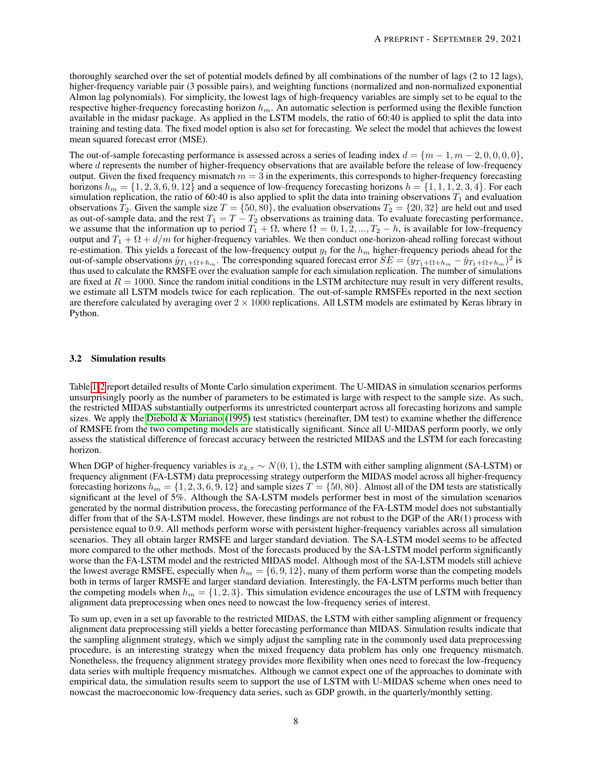thoroughly searched over the set of potential models defined by all combinations of the number of lags (2 to 12 lags), higher-frequency variable pair (3 possible pairs), and weighting functions (normalized and non-normalized exponential Almon lag polynomials). For simplicity, the lowest lags of high-frequency variables are simply set to be equal to the respective higher-frequency forecasting horizon $h_m$. An automatic selection is performed using the flexible function available in the midasr package. As applied in the LSTM models, the ratio of 60:40 is applied to split the data into training and testing data. The fixed model option is also set for forecasting. We select the model that achieves the lowest mean squared forecast error (MSE).

The out-of-sample forecasting performance is assessed across a series of leading index $d = \{m-1, m-2, 0, 0, 0, 0\}$, where $d$ represents the number of higher-frequency observations that are available before the release of low-frequency output. Given the fixed frequency mismatch $m = 3$ in the experiments, this corresponds to higher-frequency forecasting horizons $h_m = \{1, 2, 3, 6, 9, 12\}$ and a sequence of low-frequency forecasting horizons $h = \{1, 1, 1, 2, 3, 4\}$. For each simulation replication, the ratio of 60:40 is also applied to split the data into training observations $T_1$ and evaluation observations $T_2$. Given the sample size $T = \{50, 80\}$, the evaluation observations $T_2 = \{20, 32\}$ are held out and used as out-of-sample data, and the rest $T_1 = T - T_2$ observations as training data. To evaluate forecasting performance, we assume that the information up to period $T_1 + \Omega$, where $\Omega = 0, 1, 2, ..., T_2 - h$, is available for low-frequency output and $T_1 + \Omega + d/m$ for higher-frequency variables. We then conduct one-horizon-ahead rolling forecast without re-estimation. This yields a forecast of the low-frequency output $y_t$ for the $h_m$ higher-frequency periods ahead for the out-of-sample observations $\hat{y}_{T_1+\Omega+h_m}$. The corresponding squared forecast error $SE = (y_{T_1+\Omega+h_m} - \hat{y}_{T_1+\Omega+h_m})^2$ is thus used to calculate the RMSFE over the evaluation sample for each simulation replication. The number of simulations are fixed at $R = 1000$. Since the random initial conditions in the LSTM architecture may result in very different results, we estimate all LSTM models twice for each replication. The out-of-sample RMSFEs reported in the next section are therefore calculated by averaging over $2 \times 1000$ replications. All LSTM models are estimated by Keras library in Python.

### 3.2 Simulation results

Table 1-2 report detailed results of Monte Carlo simulation experiment. The U-MIDAS in simulation scenarios performs unsurprisingly poorly as the number of parameters to be estimated is large with respect to the sample size. As such, the restricted MIDAS substantially outperforms its unrestricted counterpart across all forecasting horizons and sample sizes. We apply the Diebold & Mariano (1995) test statistics (hereinafter, DM test) to examine whether the difference of RMSFE from the two competing models are statistically significant. Since all U-MIDAS perform poorly, we only assess the statistical difference of forecast accuracy between the restricted MIDAS and the LSTM for each forecasting horizon.

When DGP of higher-frequency variables is $x_{k,\tau} \sim N(0, 1)$, the LSTM with either sampling alignment (SA-LSTM) or frequency alignment (FA-LSTM) data preprocessing strategy outperform the MIDAS model across all higher-frequency forecasting horizons $h_m = \{1, 2, 3, 6, 9, 12\}$ and sample sizes $T = \{50, 80\}$. Almost all of the DM tests are statistically significant at the level of 5%. Although the SA-LSTM models performer best in most of the simulation scenarios generated by the normal distribution process, the forecasting performance of the FA-LSTM model does not substantially differ from that of the SA-LSTM model. However, these findings are not robust to the DGP of the AR(1) process with persistence equal to 0.9. All methods perform worse with persistent higher-frequency variables across all simulation scenarios. They all obtain larger RMSFE and larger standard deviation. The SA-LSTM model seems to be affected more compared to the other methods. Most of the forecasts produced by the SA-LSTM model perform significantly worse than the FA-LSTM model and the restricted MIDAS model. Although most of the SA-LSTM models still achieve the lowest average RMSFE, especially when $h_m = \{6, 9, 12\}$, many of them perform worse than the competing models both in terms of larger RMSFE and larger standard deviation. Interestingly, the FA-LSTM performs much better than the competing models when $h_m = \{1, 2, 3\}$. This simulation evidence encourages the use of LSTM with frequency alignment data preprocessing when ones need to nowcast the low-frequency series of interest.

To sum up, even in a set up favorable to the restricted MIDAS, the LSTM with either sampling alignment or frequency alignment data preprocessing still yields a better forecasting performance than MIDAS. Simulation results indicate that the sampling alignment strategy, which we simply adjust the sampling rate in the commonly used data preprocessing procedure, is an interesting strategy when the mixed frequency data problem has only one frequency mismatch. Nonetheless, the frequency alignment strategy provides more flexibility when ones need to forecast the low-frequency data series with multiple frequency mismatches. Although we cannot expect one of the approaches to dominate with empirical data, the simulation results seem to support the use of LSTM with U-MIDAS scheme when ones need to nowcast the macroeconomic low-frequency data series, such as GDP growth, in the quarterly/monthly setting.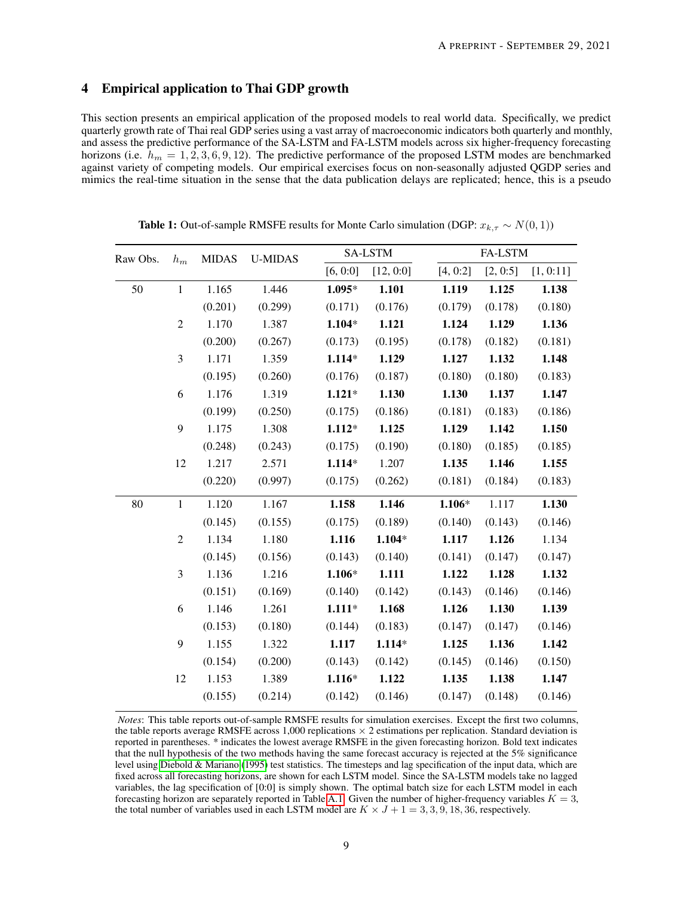## 4 Empirical application to Thai GDP growth

This section presents an empirical application of the proposed models to real world data. Specifically, we predict quarterly growth rate of Thai real GDP series using a vast array of macroeconomic indicators both quarterly and monthly, and assess the predictive performance of the SA-LSTM and FA-LSTM models across six higher-frequency forecasting horizons (i.e. $h_m = 1, 2, 3, 6, 9, 12$). The predictive performance of the proposed LSTM modes are benchmarked against variety of competing models. Our empirical exercises focus on non-seasonally adjusted QGDP series and mimics the real-time situation in the sense that the data publication delays are replicated; hence, this is a pseudo

**Table 1:** Out-of-sample RMSFE results for Monte Carlo simulation (DGP: $x_{k,\tau} \sim N(0, 1)$)

| Raw Obs. | $h_m$ | MIDAS | U-MIDAS | SA-LSTM | | FA-LSTM | | |
|---|---|---|---|---|---|---|---|---|
| | | | | [6, 0:0] | [12, 0:0] | [4, 0:2] | [2, 0:5] | [1, 0:11] |
| 50 | 1 | 1.165 | 1.446 | **1.095**\* | **1.101** | **1.119** | **1.125** | **1.138** |
| | | (0.201) | (0.299) | (0.171) | (0.176) | (0.179) | (0.178) | (0.180) |
| | 2 | 1.170 | 1.387 | **1.104**\* | **1.121** | **1.124** | **1.129** | **1.136** |
| | | (0.200) | (0.267) | (0.173) | (0.195) | (0.178) | (0.182) | (0.181) |
| | 3 | 1.171 | 1.359 | **1.114**\* | **1.129** | **1.127** | **1.132** | **1.148** |
| | | (0.195) | (0.260) | (0.176) | (0.187) | (0.180) | (0.180) | (0.183) |
| | 6 | 1.176 | 1.319 | **1.121**\* | **1.130** | **1.130** | **1.137** | **1.147** |
| | | (0.199) | (0.250) | (0.175) | (0.186) | (0.181) | (0.183) | (0.186) |
| | 9 | 1.175 | 1.308 | **1.112**\* | **1.125** | **1.129** | **1.142** | **1.150** |
| | | (0.248) | (0.243) | (0.175) | (0.190) | (0.180) | (0.185) | (0.185) |
| | 12 | 1.217 | 2.571 | **1.114**\* | 1.207 | **1.135** | **1.146** | **1.155** |
| | | (0.220) | (0.997) | (0.175) | (0.262) | (0.181) | (0.184) | (0.183) |
| 80 | 1 | 1.120 | 1.167 | **1.158** | **1.146** | **1.106**\* | 1.117 | **1.130** |
| | | (0.145) | (0.155) | (0.175) | (0.189) | (0.140) | (0.143) | (0.146) |
| | 2 | 1.134 | 1.180 | **1.116** | **1.104**\* | **1.117** | **1.126** | 1.134 |
| | | (0.145) | (0.156) | (0.143) | (0.140) | (0.141) | (0.147) | (0.147) |
| | 3 | 1.136 | 1.216 | **1.106**\* | **1.111** | **1.122** | **1.128** | **1.132** |
| | | (0.151) | (0.169) | (0.140) | (0.142) | (0.143) | (0.146) | (0.146) |
| | 6 | 1.146 | 1.261 | **1.111**\* | **1.168** | **1.126** | **1.130** | **1.139** |
| | | (0.153) | (0.180) | (0.144) | (0.183) | (0.147) | (0.147) | (0.146) |
| | 9 | 1.155 | 1.322 | **1.117** | **1.114**\* | **1.125** | **1.136** | **1.142** |
| | | (0.154) | (0.200) | (0.143) | (0.142) | (0.145) | (0.146) | (0.150) |
| | 12 | 1.153 | 1.389 | **1.116**\* | **1.122** | **1.135** | **1.138** | **1.147** |
| | | (0.155) | (0.214) | (0.142) | (0.146) | (0.147) | (0.148) | (0.146) |

*Notes*: This table reports out-of-sample RMSFE results for simulation exercises. Except the first two columns, the table reports average RMSFE across 1,000 replications $\times$ 2 estimations per replication. Standard deviation is reported in parentheses. \* indicates the lowest average RMSFE in the given forecasting horizon. Bold text indicates that the null hypothesis of the two methods having the same forecast accuracy is rejected at the 5% significance level using Diebold & Mariano (1995) test statistics. The timesteps and lag specification of the input data, which are fixed across all forecasting horizons, are shown for each LSTM model. Since the SA-LSTM models take no lagged variables, the lag specification of [0:0] is simply shown. The optimal batch size for each LSTM model in each forecasting horizon are separately reported in Table A.1. Given the number of higher-frequency variables $K = 3$, the total number of variables used in each LSTM model are $K \times J + 1 = 3, 3, 9, 18, 36$, respectively.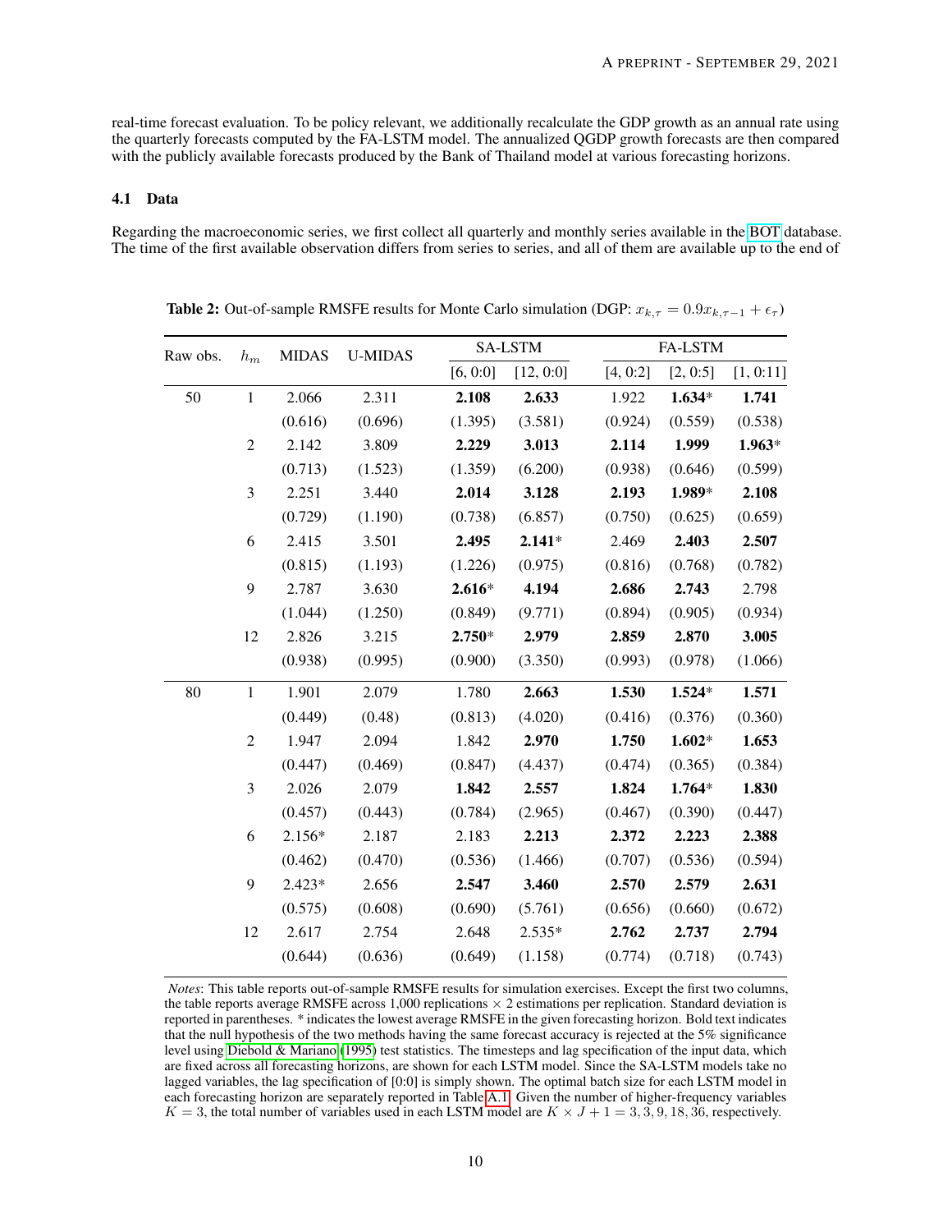real-time forecast evaluation. To be policy relevant, we additionally recalculate the GDP growth as an annual rate using the quarterly forecasts computed by the FA-LSTM model. The annualized QGDP growth forecasts are then compared with the publicly available forecasts produced by the Bank of Thailand model at various forecasting horizons.

### 4.1 Data

Regarding the macroeconomic series, we first collect all quarterly and monthly series available in the BOT database. The time of the first available observation differs from series to series, and all of them are available up to the end of

**Table 2:** Out-of-sample RMSFE results for Monte Carlo simulation (DGP: $x_{k,\tau} = 0.9x_{k,\tau-1} + \epsilon_\tau$)

| Raw obs. | $h_m$ | MIDAS | U-MIDAS | SA-LSTM | | FA-LSTM | | |
|---|---|---|---|---|---|---|---|---|
| | | | | [6, 0:0] | [12, 0:0] | [4, 0:2] | [2, 0:5] | [1, 0:11] |
| 50 | 1 | 2.066 | 2.311 | **2.108** | **2.633** | 1.922 | **1.634*** | **1.741** |
| | | (0.616) | (0.696) | (1.395) | (3.581) | (0.924) | (0.559) | (0.538) |
| | 2 | 2.142 | 3.809 | **2.229** | **3.013** | **2.114** | **1.999** | **1.963*** |
| | | (0.713) | (1.523) | (1.359) | (6.200) | (0.938) | (0.646) | (0.599) |
| | 3 | 2.251 | 3.440 | **2.014** | **3.128** | **2.193** | **1.989*** | **2.108** |
| | | (0.729) | (1.190) | (0.738) | (6.857) | (0.750) | (0.625) | (0.659) |
| | 6 | 2.415 | 3.501 | **2.495** | **2.141*** | 2.469 | **2.403** | **2.507** |
| | | (0.815) | (1.193) | (1.226) | (0.975) | (0.816) | (0.768) | (0.782) |
| | 9 | 2.787 | 3.630 | **2.616*** | **4.194** | **2.686** | **2.743** | 2.798 |
| | | (1.044) | (1.250) | (0.849) | (9.771) | (0.894) | (0.905) | (0.934) |
| | 12 | 2.826 | 3.215 | **2.750*** | **2.979** | **2.859** | **2.870** | **3.005** |
| | | (0.938) | (0.995) | (0.900) | (3.350) | (0.993) | (0.978) | (1.066) |
| 80 | 1 | 1.901 | 2.079 | 1.780 | **2.663** | **1.530** | **1.524*** | **1.571** |
| | | (0.449) | (0.48) | (0.813) | (4.020) | (0.416) | (0.376) | (0.360) |
| | 2 | 1.947 | 2.094 | 1.842 | **2.970** | **1.750** | **1.602*** | **1.653** |
| | | (0.447) | (0.469) | (0.847) | (4.437) | (0.474) | (0.365) | (0.384) |
| | 3 | 2.026 | 2.079 | **1.842** | **2.557** | **1.824** | **1.764*** | **1.830** |
| | | (0.457) | (0.443) | (0.784) | (2.965) | (0.467) | (0.390) | (0.447) |
| | 6 | 2.156* | 2.187 | 2.183 | **2.213** | **2.372** | **2.223** | **2.388** |
| | | (0.462) | (0.470) | (0.536) | (1.466) | (0.707) | (0.536) | (0.594) |
| | 9 | 2.423* | 2.656 | **2.547** | **3.460** | **2.570** | **2.579** | **2.631** |
| | | (0.575) | (0.608) | (0.690) | (5.761) | (0.656) | (0.660) | (0.672) |
| | 12 | 2.617 | 2.754 | 2.648 | 2.535* | **2.762** | **2.737** | **2.794** |
| | | (0.644) | (0.636) | (0.649) | (1.158) | (0.774) | (0.718) | (0.743) |

*Notes*: This table reports out-of-sample RMSFE results for simulation exercises. Except the first two columns, the table reports average RMSFE across 1,000 replications × 2 estimations per replication. Standard deviation is reported in parentheses. * indicates the lowest average RMSFE in the given forecasting horizon. Bold text indicates that the null hypothesis of the two methods having the same forecast accuracy is rejected at the 5% significance level using Diebold & Mariano (1995) test statistics. The timesteps and lag specification of the input data, which are fixed across all forecasting horizons, are shown for each LSTM model. Since the SA-LSTM models take no lagged variables, the lag specification of [0:0] is simply shown. The optimal batch size for each LSTM model in each forecasting horizon are separately reported in Table A.1. Given the number of higher-frequency variables $K = 3$, the total number of variables used in each LSTM model are $K \times J + 1 = 3, 3, 9, 18, 36$, respectively.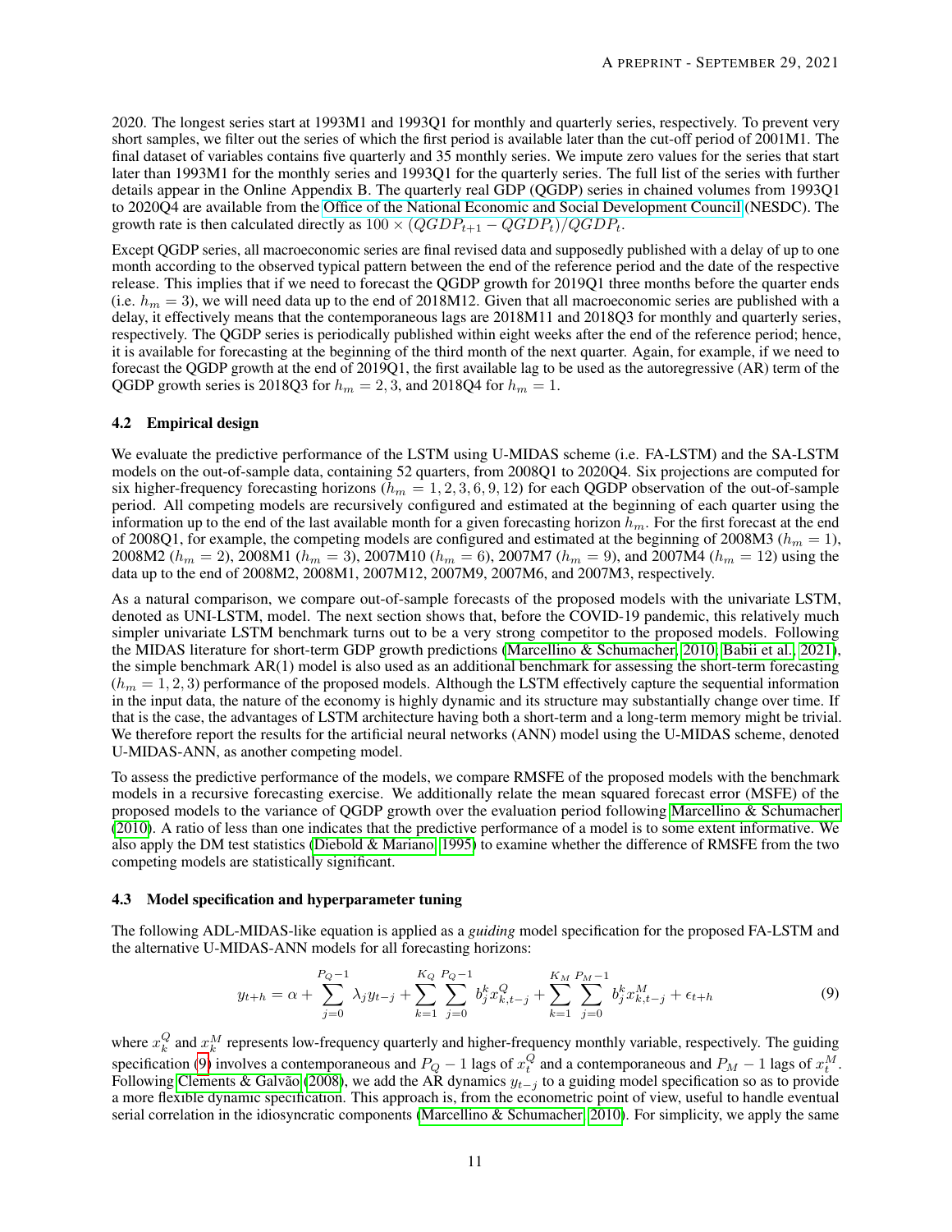2020. The longest series start at 1993M1 and 1993Q1 for monthly and quarterly series, respectively. To prevent very short samples, we filter out the series of which the first period is available later than the cut-off period of 2001M1. The final dataset of variables contains five quarterly and 35 monthly series. We impute zero values for the series that start later than 1993M1 for the monthly series and 1993Q1 for the quarterly series. The full list of the series with further details appear in the Online Appendix B. The quarterly real GDP (QGDP) series in chained volumes from 1993Q1 to 2020Q4 are available from the Office of the National Economic and Social Development Council (NESDC). The growth rate is then calculated directly as $100 \times (QGDP_{t+1} - QGDP_t)/QGDP_t$.

Except QGDP series, all macroeconomic series are final revised data and supposedly published with a delay of up to one month according to the observed typical pattern between the end of the reference period and the date of the respective release. This implies that if we need to forecast the QGDP growth for 2019Q1 three months before the quarter ends (i.e. $h_m = 3$), we will need data up to the end of 2018M12. Given that all macroeconomic series are published with a delay, it effectively means that the contemporaneous lags are 2018M11 and 2018Q3 for monthly and quarterly series, respectively. The QGDP series is periodically published within eight weeks after the end of the reference period; hence, it is available for forecasting at the beginning of the third month of the next quarter. Again, for example, if we need to forecast the QGDP growth at the end of 2019Q1, the first available lag to be used as the autoregressive (AR) term of the QGDP growth series is 2018Q3 for $h_m = 2, 3$, and 2018Q4 for $h_m = 1$.

### 4.2 Empirical design

We evaluate the predictive performance of the LSTM using U-MIDAS scheme (i.e. FA-LSTM) and the SA-LSTM models on the out-of-sample data, containing 52 quarters, from 2008Q1 to 2020Q4. Six projections are computed for six higher-frequency forecasting horizons ($h_m = 1, 2, 3, 6, 9, 12$) for each QGDP observation of the out-of-sample period. All competing models are recursively configured and estimated at the beginning of each quarter using the information up to the end of the last available month for a given forecasting horizon $h_m$. For the first forecast at the end of 2008Q1, for example, the competing models are configured and estimated at the beginning of 2008M3 ($h_m = 1$), 2008M2 ($h_m = 2$), 2008M1 ($h_m = 3$), 2007M10 ($h_m = 6$), 2007M7 ($h_m = 9$), and 2007M4 ($h_m = 12$) using the data up to the end of 2008M2, 2008M1, 2007M12, 2007M9, 2007M6, and 2007M3, respectively.

As a natural comparison, we compare out-of-sample forecasts of the proposed models with the univariate LSTM, denoted as UNI-LSTM, model. The next section shows that, before the COVID-19 pandemic, this relatively much simpler univariate LSTM benchmark turns out to be a very strong competitor to the proposed models. Following the MIDAS literature for short-term GDP growth predictions (Marcellino & Schumacher, 2010; Babii et al., 2021), the simple benchmark AR(1) model is also used as an additional benchmark for assessing the short-term forecasting ($h_m = 1, 2, 3$) performance of the proposed models. Although the LSTM effectively capture the sequential information in the input data, the nature of the economy is highly dynamic and its structure may substantially change over time. If that is the case, the advantages of LSTM architecture having both a short-term and a long-term memory might be trivial. We therefore report the results for the artificial neural networks (ANN) model using the U-MIDAS scheme, denoted U-MIDAS-ANN, as another competing model.

To assess the predictive performance of the models, we compare RMSFE of the proposed models with the benchmark models in a recursive forecasting exercise. We additionally relate the mean squared forecast error (MSFE) of the proposed models to the variance of QGDP growth over the evaluation period following Marcellino & Schumacher (2010). A ratio of less than one indicates that the predictive performance of a model is to some extent informative. We also apply the DM test statistics (Diebold & Mariano, 1995) to examine whether the difference of RMSFE from the two competing models are statistically significant.

### 4.3 Model specification and hyperparameter tuning

The following ADL-MIDAS-like equation is applied as a *guiding* model specification for the proposed FA-LSTM and the alternative U-MIDAS-ANN models for all forecasting horizons:

$$y_{t+h} = \alpha + \sum_{j=0}^{P_Q-1} \lambda_j y_{t-j} + \sum_{k=1}^{K_Q} \sum_{j=0}^{P_Q-1} b_j^k x_{k,t-j}^Q + \sum_{k=1}^{K_M} \sum_{j=0}^{P_M-1} b_j^k x_{k,t-j}^M + \epsilon_{t+h} \tag{9}$$

where $x_k^Q$ and $x_k^M$ represents low-frequency quarterly and higher-frequency monthly variable, respectively. The guiding specification (9) involves a contemporaneous and $P_Q - 1$ lags of $x_t^Q$ and a contemporaneous and $P_M - 1$ lags of $x_t^M$. Following Clements & Galvão (2008), we add the AR dynamics $y_{t-j}$ to a guiding model specification so as to provide a more flexible dynamic specification. This approach is, from the econometric point of view, useful to handle eventual serial correlation in the idiosyncratic components (Marcellino & Schumacher, 2010). For simplicity, we apply the same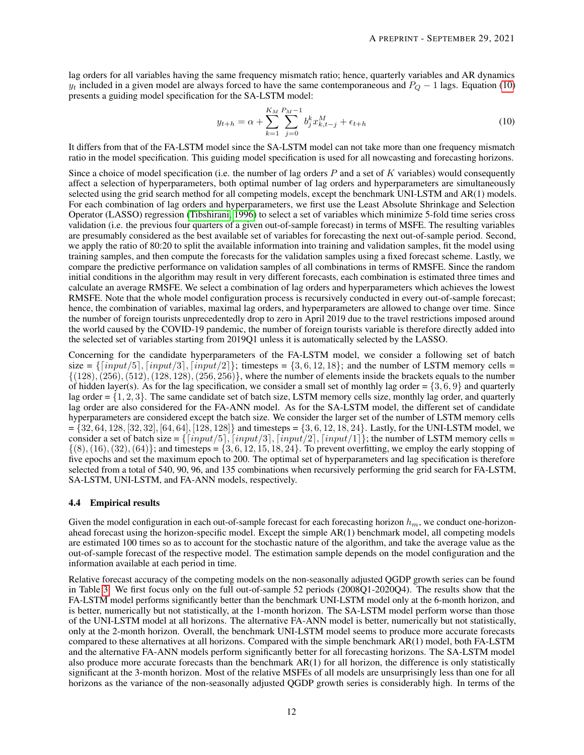lag orders for all variables having the same frequency mismatch ratio; hence, quarterly variables and AR dynamics $y_t$ included in a given model are always forced to have the same contemporaneous and $P_Q - 1$ lags. Equation (10) presents a guiding model specification for the SA-LSTM model:

$$y_{t+h} = \alpha + \sum_{k=1}^{K_M} \sum_{j=0}^{P_M - 1} b_j^k x_{k,t-j}^M + \epsilon_{t+h} \tag{10}$$

It differs from that of the FA-LSTM model since the SA-LSTM model can not take more than one frequency mismatch ratio in the model specification. This guiding model specification is used for all nowcasting and forecasting horizons.

Since a choice of model specification (i.e. the number of lag orders $P$ and a set of $K$ variables) would consequently affect a selection of hyperparameters, both optimal number of lag orders and hyperparameters are simultaneously selected using the grid search method for all competing models, except the benchmark UNI-LSTM and AR(1) models. For each combination of lag orders and hyperparameters, we first use the Least Absolute Shrinkage and Selection Operator (LASSO) regression (Tibshirani, 1996) to select a set of variables which minimize 5-fold time series cross validation (i.e. the previous four quarters of a given out-of-sample forecast) in terms of MSFE. The resulting variables are presumably considered as the best available set of variables for forecasting the next out-of-sample period. Second, we apply the ratio of 80:20 to split the available information into training and validation samples, fit the model using training samples, and then compute the forecasts for the validation samples using a fixed forecast scheme. Lastly, we compare the predictive performance on validation samples of all combinations in terms of RMSFE. Since the random initial conditions in the algorithm may result in very different forecasts, each combination is estimated three times and calculate an average RMSFE. We select a combination of lag orders and hyperparameters which achieves the lowest RMSFE. Note that the whole model configuration process is recursively conducted in every out-of-sample forecast; hence, the combination of variables, maximal lag orders, and hyperparameters are allowed to change over time. Since the number of foreign tourists unprecedentedly drop to zero in April 2019 due to the travel restrictions imposed around the world caused by the COVID-19 pandemic, the number of foreign tourists variable is therefore directly added into the selected set of variables starting from 2019Q1 unless it is automatically selected by the LASSO.

Concerning for the candidate hyperparameters of the FA-LSTM model, we consider a following set of batch size = $\{\lceil input/5 \rceil, \lceil input/3 \rceil, \lceil input/2 \rceil\}$; timesteps = $\{3, 6, 12, 18\}$; and the number of LSTM memory cells = $\{(128), (256), (512), (128, 128), (256, 256)\}$, where the number of elements inside the brackets equals to the number of hidden layer(s). As for the lag specification, we consider a small set of monthly lag order = $\{3, 6, 9\}$ and quarterly lag order = $\{1, 2, 3\}$. The same candidate set of batch size, LSTM memory cells size, monthly lag order, and quarterly lag order are also considered for the FA-ANN model. As for the SA-LSTM model, the different set of candidate hyperparameters are considered except the batch size. We consider the larger set of the number of LSTM memory cells = $\{32, 64, 128, [32, 32], [64, 64], [128, 128]\}$ and timesteps = $\{3, 6, 12, 18, 24\}$. Lastly, for the UNI-LSTM model, we consider a set of batch size = $\{\lceil input/5 \rceil, \lceil input/3 \rceil, \lceil input/2 \rceil, \lceil input/1 \rceil\}$; the number of LSTM memory cells = $\{(8), (16), (32), (64)\}$; and timesteps = $\{3, 6, 12, 15, 18, 24\}$. To prevent overfitting, we employ the early stopping of five epochs and set the maximum epoch to 200. The optimal set of hyperparameters and lag specification is therefore selected from a total of 540, 90, 96, and 135 combinations when recursively performing the grid search for FA-LSTM, SA-LSTM, UNI-LSTM, and FA-ANN models, respectively.

### 4.4 Empirical results

Given the model configuration in each out-of-sample forecast for each forecasting horizon $h_m$, we conduct one-horizon-ahead forecast using the horizon-specific model. Except the simple AR(1) benchmark model, all competing models are estimated 100 times so as to account for the stochastic nature of the algorithm, and take the average value as the out-of-sample forecast of the respective model. The estimation sample depends on the model configuration and the information available at each period in time.

Relative forecast accuracy of the competing models on the non-seasonally adjusted QGDP growth series can be found in Table 3. We first focus only on the full out-of-sample 52 periods (2008Q1-2020Q4). The results show that the FA-LSTM model performs significantly better than the benchmark UNI-LSTM model only at the 6-month horizon, and is better, numerically but not statistically, at the 1-month horizon. The SA-LSTM model perform worse than those of the UNI-LSTM model at all horizons. The alternative FA-ANN model is better, numerically but not statistically, only at the 2-month horizon. Overall, the benchmark UNI-LSTM model seems to produce more accurate forecasts compared to these alternatives at all horizons. Compared with the simple benchmark AR(1) model, both FA-LSTM and the alternative FA-ANN models perform significantly better for all forecasting horizons. The SA-LSTM model also produce more accurate forecasts than the benchmark AR(1) for all horizon, the difference is only statistically significant at the 3-month horizon. Most of the relative MSFEs of all models are unsurprisingly less than one for all horizons as the variance of the non-seasonally adjusted QGDP growth series is considerably high. In terms of the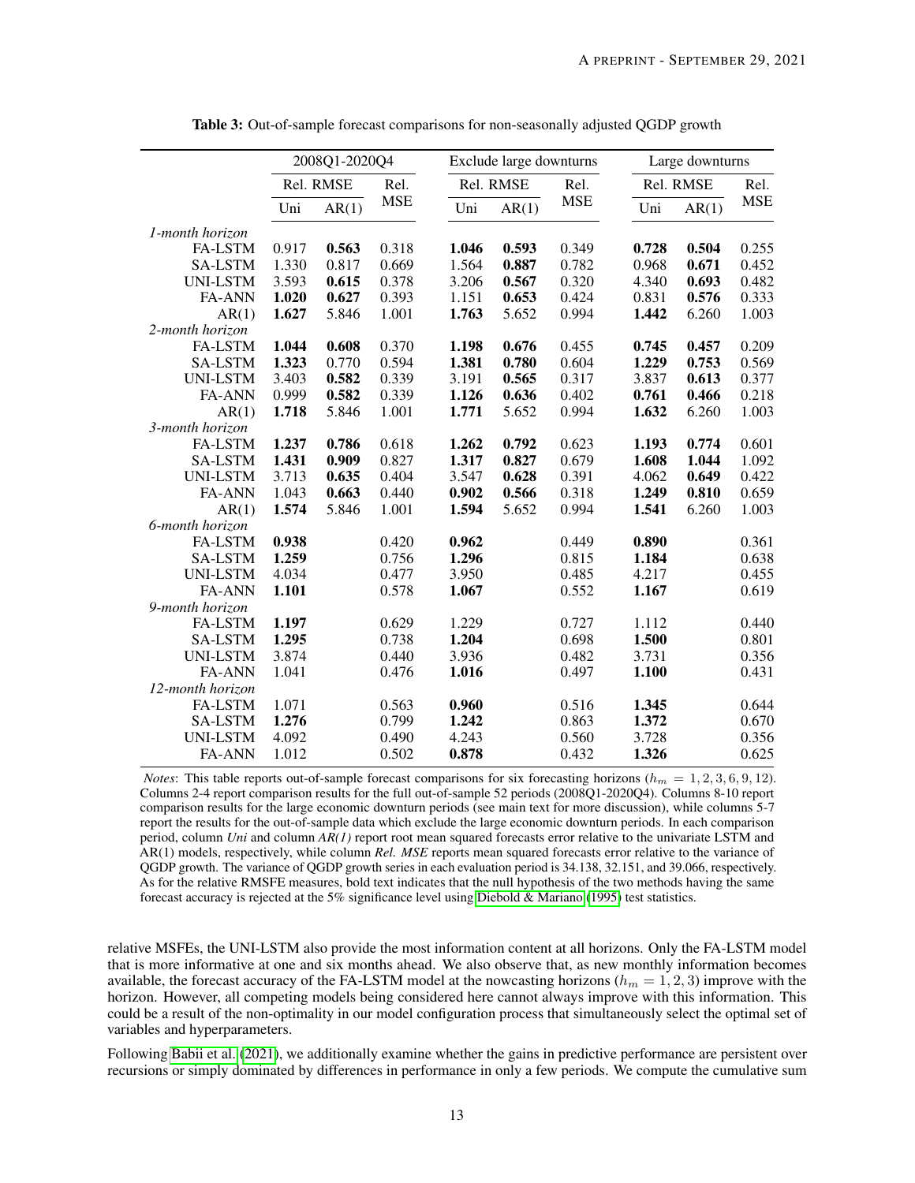**Table 3:** Out-of-sample forecast comparisons for non-seasonally adjusted QGDP growth

| | 2008Q1-2020Q4 | | | Exclude large downturns | | | Large downturns | | |
|---|---|---|---|---|---|---|---|---|---|
| | Rel. RMSE | | Rel. MSE | Rel. RMSE | | Rel. MSE | Rel. RMSE | | Rel. MSE |
| | Uni | AR(1) | | Uni | AR(1) | | Uni | AR(1) | |
| *1-month horizon* | | | | | | | | | |
| FA-LSTM | 0.917 | **0.563** | 0.318 | **1.046** | **0.593** | 0.349 | **0.728** | **0.504** | 0.255 |
| SA-LSTM | 1.330 | 0.817 | 0.669 | 1.564 | **0.887** | 0.782 | 0.968 | **0.671** | 0.452 |
| UNI-LSTM | 3.593 | **0.615** | 0.378 | 3.206 | **0.567** | 0.320 | 4.340 | **0.693** | 0.482 |
| FA-ANN | **1.020** | **0.627** | 0.393 | 1.151 | **0.653** | 0.424 | 0.831 | **0.576** | 0.333 |
| AR(1) | **1.627** | 5.846 | 1.001 | **1.763** | 5.652 | 0.994 | **1.442** | 6.260 | 1.003 |
| *2-month horizon* | | | | | | | | | |
| FA-LSTM | **1.044** | **0.608** | 0.370 | **1.198** | **0.676** | 0.455 | **0.745** | **0.457** | 0.209 |
| SA-LSTM | **1.323** | 0.770 | 0.594 | **1.381** | **0.780** | 0.604 | **1.229** | **0.753** | 0.569 |
| UNI-LSTM | 3.403 | **0.582** | 0.339 | 3.191 | **0.565** | 0.317 | 3.837 | **0.613** | 0.377 |
| FA-ANN | 0.999 | **0.582** | 0.339 | **1.126** | **0.636** | 0.402 | **0.761** | **0.466** | 0.218 |
| AR(1) | **1.718** | 5.846 | 1.001 | **1.771** | 5.652 | 0.994 | **1.632** | 6.260 | 1.003 |
| *3-month horizon* | | | | | | | | | |
| FA-LSTM | **1.237** | **0.786** | 0.618 | **1.262** | **0.792** | 0.623 | **1.193** | **0.774** | 0.601 |
| SA-LSTM | **1.431** | **0.909** | 0.827 | **1.317** | **0.827** | 0.679 | **1.608** | **1.044** | 1.092 |
| UNI-LSTM | 3.713 | **0.635** | 0.404 | 3.547 | **0.628** | 0.391 | 4.062 | **0.649** | 0.422 |
| FA-ANN | 1.043 | **0.663** | 0.440 | **0.902** | **0.566** | 0.318 | **1.249** | **0.810** | 0.659 |
| AR(1) | **1.574** | 5.846 | 1.001 | **1.594** | 5.652 | 0.994 | **1.541** | 6.260 | 1.003 |
| *6-month horizon* | | | | | | | | | |
| FA-LSTM | **0.938** | | 0.420 | **0.962** | | 0.449 | **0.890** | | 0.361 |
| SA-LSTM | **1.259** | | 0.756 | **1.296** | | 0.815 | **1.184** | | 0.638 |
| UNI-LSTM | 4.034 | | 0.477 | 3.950 | | 0.485 | 4.217 | | 0.455 |
| FA-ANN | **1.101** | | 0.578 | **1.067** | | 0.552 | **1.167** | | 0.619 |
| *9-month horizon* | | | | | | | | | |
| FA-LSTM | **1.197** | | 0.629 | 1.229 | | 0.727 | 1.112 | | 0.440 |
| SA-LSTM | **1.295** | | 0.738 | **1.204** | | 0.698 | **1.500** | | 0.801 |
| UNI-LSTM | 3.874 | | 0.440 | 3.936 | | 0.482 | 3.731 | | 0.356 |
| FA-ANN | 1.041 | | 0.476 | **1.016** | | 0.497 | **1.100** | | 0.431 |
| *12-month horizon* | | | | | | | | | |
| FA-LSTM | 1.071 | | 0.563 | **0.960** | | 0.516 | **1.345** | | 0.644 |
| SA-LSTM | **1.276** | | 0.799 | **1.242** | | 0.863 | **1.372** | | 0.670 |
| UNI-LSTM | 4.092 | | 0.490 | 4.243 | | 0.560 | 3.728 | | 0.356 |
| FA-ANN | 1.012 | | 0.502 | **0.878** | | 0.432 | **1.326** | | 0.625 |

*Notes*: This table reports out-of-sample forecast comparisons for six forecasting horizons ($h_m = 1, 2, 3, 6, 9, 12$). Columns 2-4 report comparison results for the full out-of-sample 52 periods (2008Q1-2020Q4). Columns 8-10 report comparison results for the large economic downturn periods (see main text for more discussion), while columns 5-7 report the results for the out-of-sample data which exclude the large economic downturn periods. In each comparison period, column *Uni* and column *AR(1)* report root mean squared forecasts error relative to the univariate LSTM and AR(1) models, respectively, while column *Rel. MSE* reports mean squared forecasts error relative to the variance of QGDP growth. The variance of QGDP growth series in each evaluation period is 34.138, 32.151, and 39.066, respectively. As for the relative RMSFE measures, bold text indicates that the null hypothesis of the two methods having the same forecast accuracy is rejected at the 5% significance level using Diebold & Mariano (1995) test statistics.

relative MSFEs, the UNI-LSTM also provide the most information content at all horizons. Only the FA-LSTM model that is more informative at one and six months ahead. We also observe that, as new monthly information becomes available, the forecast accuracy of the FA-LSTM model at the nowcasting horizons ($h_m = 1, 2, 3$) improve with the horizon. However, all competing models being considered here cannot always improve with this information. This could be a result of the non-optimality in our model configuration process that simultaneously select the optimal set of variables and hyperparameters.

Following Babii et al. (2021), we additionally examine whether the gains in predictive performance are persistent over recursions or simply dominated by differences in performance in only a few periods. We compute the cumulative sum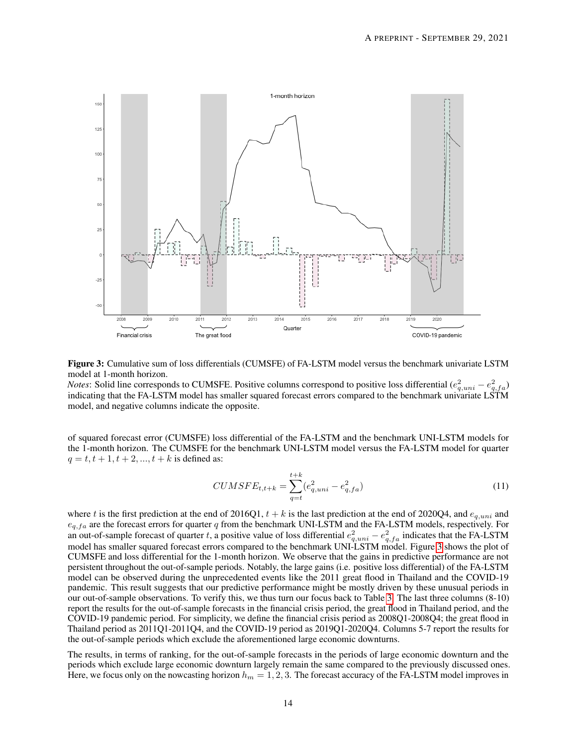**Figure 3:** Cumulative sum of loss differentials (CUMSFE) of FA-LSTM model versus the benchmark univariate LSTM model at 1-month horizon.

*Notes*: Solid line corresponds to CUMSFE. Positive columns correspond to positive loss differential ($e^2_{q,uni} - e^2_{q,fa}$) indicating that the FA-LSTM model has smaller squared forecast errors compared to the benchmark univariate LSTM model, and negative columns indicate the opposite.

of squared forecast error (CUMSFE) loss differential of the FA-LSTM and the benchmark UNI-LSTM models for the 1-month horizon. The CUMSFE for the benchmark UNI-LSTM model versus the FA-LSTM model for quarter $q = t, t+1, t+2, ..., t+k$ is defined as:

$$CUMSFE_{t,t+k} = \sum_{q=t}^{t+k} (e^2_{q,uni} - e^2_{q,fa}) \tag{11}$$

where $t$ is the first prediction at the end of 2016Q1, $t+k$ is the last prediction at the end of 2020Q4, and $e_{q,uni}$ and $e_{q,fa}$ are the forecast errors for quarter $q$ from the benchmark UNI-LSTM and the FA-LSTM models, respectively. For an out-of-sample forecast of quarter $t$, a positive value of loss differential $e^2_{q,uni} - e^2_{q,fa}$ indicates that the FA-LSTM model has smaller squared forecast errors compared to the benchmark UNI-LSTM model. Figure 3 shows the plot of CUMSFE and loss differential for the 1-month horizon. We observe that the gains in predictive performance are not persistent throughout the out-of-sample periods. Notably, the large gains (i.e. positive loss differential) of the FA-LSTM model can be observed during the unprecedented events like the 2011 great flood in Thailand and the COVID-19 pandemic. This result suggests that our predictive performance might be mostly driven by these unusual periods in our out-of-sample observations. To verify this, we thus turn our focus back to Table 3. The last three columns (8-10) report the results for the out-of-sample forecasts in the financial crisis period, the great flood in Thailand period, and the COVID-19 pandemic period. For simplicity, we define the financial crisis period as 2008Q1-2008Q4; the great flood in Thailand period as 2011Q1-2011Q4, and the COVID-19 period as 2019Q1-2020Q4. Columns 5-7 report the results for the out-of-sample periods which exclude the aforementioned large economic downturns.

The results, in terms of ranking, for the out-of-sample forecasts in the periods of large economic downturn and the periods which exclude large economic downturn largely remain the same compared to the previously discussed ones. Here, we focus only on the nowcasting horizon $h_m = 1, 2, 3$. The forecast accuracy of the FA-LSTM model improves in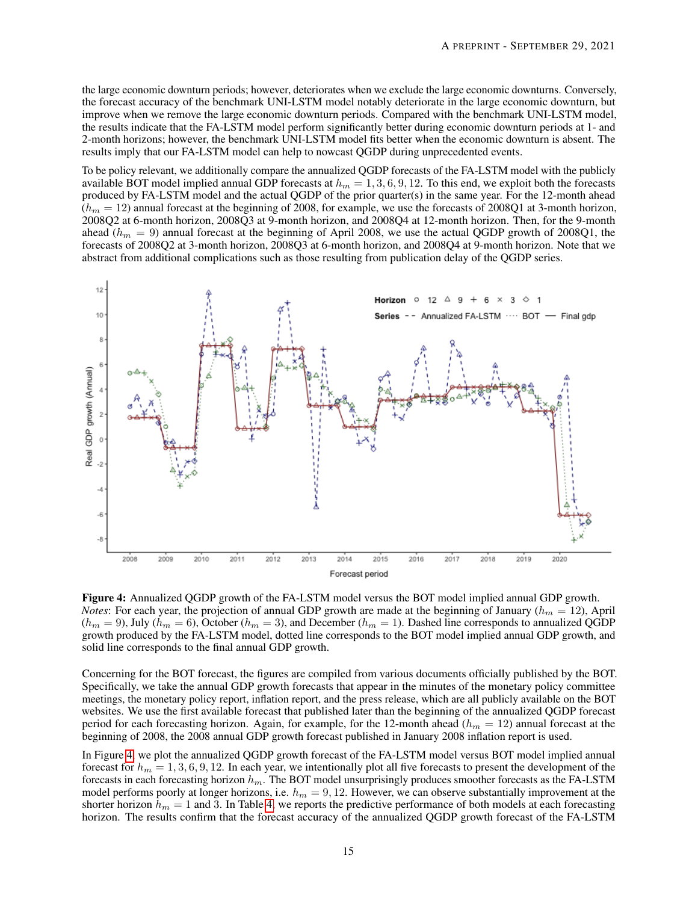the large economic downturn periods; however, deteriorates when we exclude the large economic downturns. Conversely, the forecast accuracy of the benchmark UNI-LSTM model notably deteriorate in the large economic downturn, but improve when we remove the large economic downturn periods. Compared with the benchmark UNI-LSTM model, the results indicate that the FA-LSTM model perform significantly better during economic downturn periods at 1- and 2-month horizons; however, the benchmark UNI-LSTM model fits better when the economic downturn is absent. The results imply that our FA-LSTM model can help to nowcast QGDP during unprecedented events.

To be policy relevant, we additionally compare the annualized QGDP forecasts of the FA-LSTM model with the publicly available BOT model implied annual GDP forecasts at $h_m = 1, 3, 6, 9, 12$. To this end, we exploit both the forecasts produced by FA-LSTM model and the actual QGDP of the prior quarter(s) in the same year. For the 12-month ahead ($h_m = 12$) annual forecast at the beginning of 2008, for example, we use the forecasts of 2008Q1 at 3-month horizon, 2008Q2 at 6-month horizon, 2008Q3 at 9-month horizon, and 2008Q4 at 12-month horizon. Then, for the 9-month ahead ($h_m = 9$) annual forecast at the beginning of April 2008, we use the actual QGDP growth of 2008Q1, the forecasts of 2008Q2 at 3-month horizon, 2008Q3 at 6-month horizon, and 2008Q4 at 9-month horizon. Note that we abstract from additional complications such as those resulting from publication delay of the QGDP series.

**Figure 4:** Annualized QGDP growth of the FA-LSTM model versus the BOT model implied annual GDP growth. *Notes*: For each year, the projection of annual GDP growth are made at the beginning of January ($h_m = 12$), April ($h_m = 9$), July ($h_m = 6$), October ($h_m = 3$), and December ($h_m = 1$). Dashed line corresponds to annualized QGDP growth produced by the FA-LSTM model, dotted line corresponds to the BOT model implied annual GDP growth, and solid line corresponds to the final annual GDP growth.

Concerning for the BOT forecast, the figures are compiled from various documents officially published by the BOT. Specifically, we take the annual GDP growth forecasts that appear in the minutes of the monetary policy committee meetings, the monetary policy report, inflation report, and the press release, which are all publicly available on the BOT websites. We use the first available forecast that published later than the beginning of the annualized QGDP forecast period for each forecasting horizon. Again, for example, for the 12-month ahead ($h_m = 12$) annual forecast at the beginning of 2008, the 2008 annual GDP growth forecast published in January 2008 inflation report is used.

In Figure 4, we plot the annualized QGDP growth forecast of the FA-LSTM model versus BOT model implied annual forecast for $h_m = 1, 3, 6, 9, 12$. In each year, we intentionally plot all five forecasts to present the development of the forecasts in each forecasting horizon $h_m$. The BOT model unsurprisingly produces smoother forecasts as the FA-LSTM model performs poorly at longer horizons, i.e. $h_m = 9, 12$. However, we can observe substantially improvement at the shorter horizon $h_m = 1$ and 3. In Table 4, we reports the predictive performance of both models at each forecasting horizon. The results confirm that the forecast accuracy of the annualized QGDP growth forecast of the FA-LSTM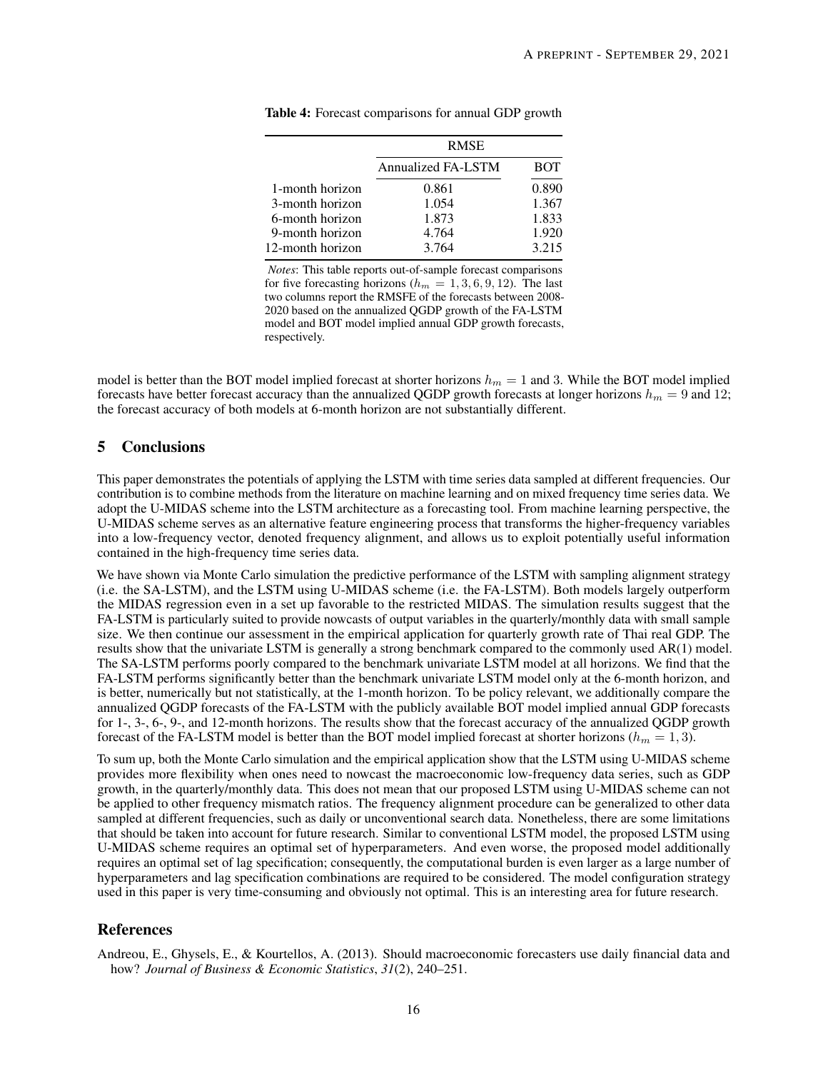**Table 4:** Forecast comparisons for annual GDP growth

| | RMSE | |
|---|---|---|
| | Annualized FA-LSTM | BOT |
| 1-month horizon | 0.861 | 0.890 |
| 3-month horizon | 1.054 | 1.367 |
| 6-month horizon | 1.873 | 1.833 |
| 9-month horizon | 4.764 | 1.920 |
| 12-month horizon | 3.764 | 3.215 |

*Notes*: This table reports out-of-sample forecast comparisons for five forecasting horizons ($h_m = 1, 3, 6, 9, 12$). The last two columns report the RMSFE of the forecasts between 2008-2020 based on the annualized QGDP growth of the FA-LSTM model and BOT model implied annual GDP growth forecasts, respectively.

model is better than the BOT model implied forecast at shorter horizons $h_m = 1$ and 3. While the BOT model implied forecasts have better forecast accuracy than the annualized QGDP growth forecasts at longer horizons $h_m = 9$ and 12; the forecast accuracy of both models at 6-month horizon are not substantially different.

## 5 Conclusions

This paper demonstrates the potentials of applying the LSTM with time series data sampled at different frequencies. Our contribution is to combine methods from the literature on machine learning and on mixed frequency time series data. We adopt the U-MIDAS scheme into the LSTM architecture as a forecasting tool. From machine learning perspective, the U-MIDAS scheme serves as an alternative feature engineering process that transforms the higher-frequency variables into a low-frequency vector, denoted frequency alignment, and allows us to exploit potentially useful information contained in the high-frequency time series data.

We have shown via Monte Carlo simulation the predictive performance of the LSTM with sampling alignment strategy (i.e. the SA-LSTM), and the LSTM using U-MIDAS scheme (i.e. the FA-LSTM). Both models largely outperform the MIDAS regression even in a set up favorable to the restricted MIDAS. The simulation results suggest that the FA-LSTM is particularly suited to provide nowcasts of output variables in the quarterly/monthly data with small sample size. We then continue our assessment in the empirical application for quarterly growth rate of Thai real GDP. The results show that the univariate LSTM is generally a strong benchmark compared to the commonly used AR(1) model. The SA-LSTM performs poorly compared to the benchmark univariate LSTM model at all horizons. We find that the FA-LSTM performs significantly better than the benchmark univariate LSTM model only at the 6-month horizon, and is better, numerically but not statistically, at the 1-month horizon. To be policy relevant, we additionally compare the annualized QGDP forecasts of the FA-LSTM with the publicly available BOT model implied annual GDP forecasts for 1-, 3-, 6-, 9-, and 12-month horizons. The results show that the forecast accuracy of the annualized QGDP growth forecast of the FA-LSTM model is better than the BOT model implied forecast at shorter horizons ($h_m = 1, 3$).

To sum up, both the Monte Carlo simulation and the empirical application show that the LSTM using U-MIDAS scheme provides more flexibility when ones need to nowcast the macroeconomic low-frequency data series, such as GDP growth, in the quarterly/monthly data. This does not mean that our proposed LSTM using U-MIDAS scheme can not be applied to other frequency mismatch ratios. The frequency alignment procedure can be generalized to other data sampled at different frequencies, such as daily or unconventional search data. Nonetheless, there are some limitations that should be taken into account for future research. Similar to conventional LSTM model, the proposed LSTM using U-MIDAS scheme requires an optimal set of hyperparameters. And even worse, the proposed model additionally requires an optimal set of lag specification; consequently, the computational burden is even larger as a large number of hyperparameters and lag specification combinations are required to be considered. The model configuration strategy used in this paper is very time-consuming and obviously not optimal. This is an interesting area for future research.

## References

Andreou, E., Ghysels, E., & Kourtellos, A. (2013). Should macroeconomic forecasters use daily financial data and how? *Journal of Business & Economic Statistics*, *31*(2), 240–251.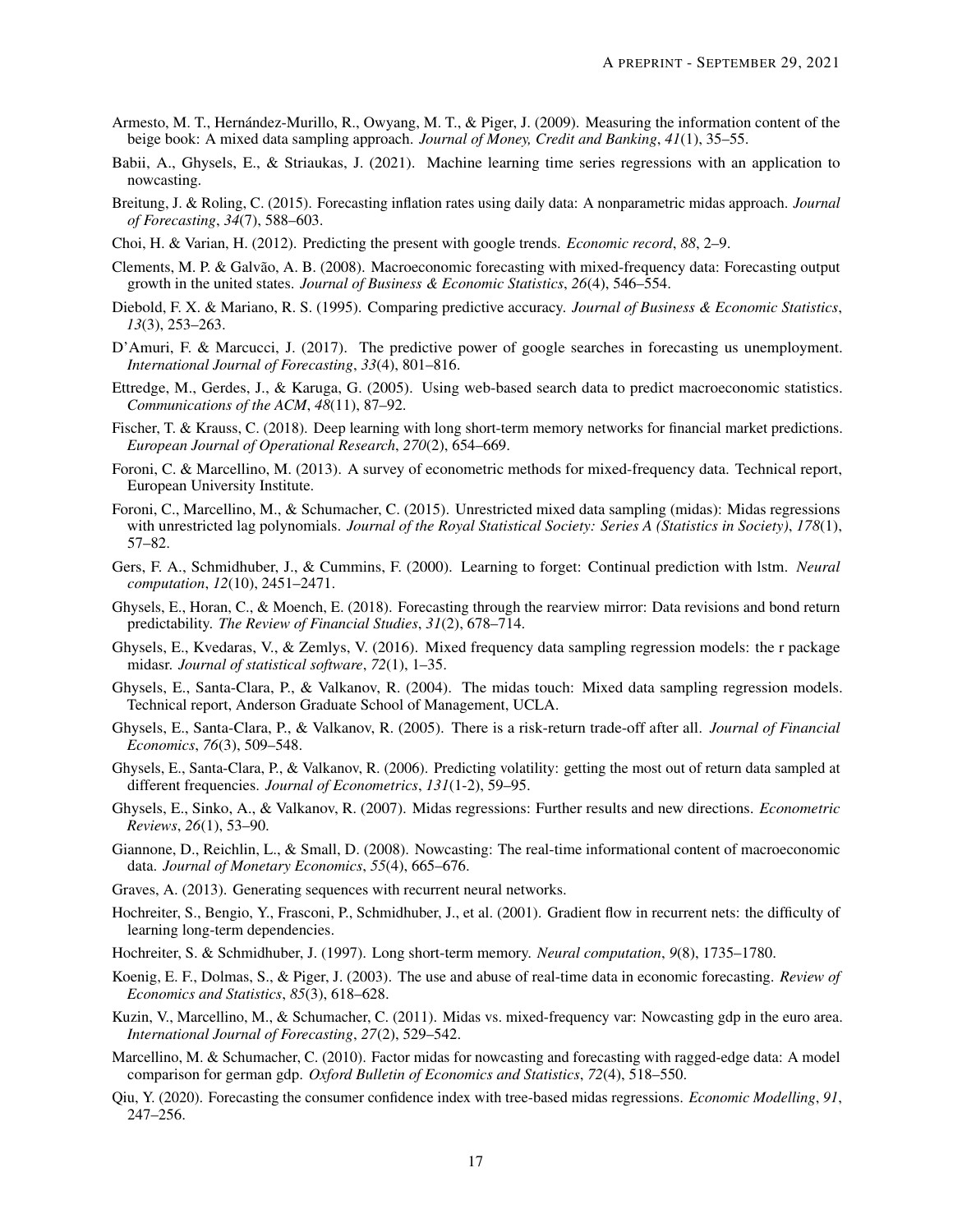Armesto, M. T., Hernández-Murillo, R., Owyang, M. T., & Piger, J. (2009). Measuring the information content of the beige book: A mixed data sampling approach. *Journal of Money, Credit and Banking*, *41*(1), 35–55.

Babii, A., Ghysels, E., & Striaukas, J. (2021). Machine learning time series regressions with an application to nowcasting.

Breitung, J. & Roling, C. (2015). Forecasting inflation rates using daily data: A nonparametric midas approach. *Journal of Forecasting*, *34*(7), 588–603.

Choi, H. & Varian, H. (2012). Predicting the present with google trends. *Economic record*, *88*, 2–9.

Clements, M. P. & Galvão, A. B. (2008). Macroeconomic forecasting with mixed-frequency data: Forecasting output growth in the united states. *Journal of Business & Economic Statistics*, *26*(4), 546–554.

Diebold, F. X. & Mariano, R. S. (1995). Comparing predictive accuracy. *Journal of Business & Economic Statistics*, *13*(3), 253–263.

D'Amuri, F. & Marcucci, J. (2017). The predictive power of google searches in forecasting us unemployment. *International Journal of Forecasting*, *33*(4), 801–816.

Ettredge, M., Gerdes, J., & Karuga, G. (2005). Using web-based search data to predict macroeconomic statistics. *Communications of the ACM*, *48*(11), 87–92.

Fischer, T. & Krauss, C. (2018). Deep learning with long short-term memory networks for financial market predictions. *European Journal of Operational Research*, *270*(2), 654–669.

Foroni, C. & Marcellino, M. (2013). A survey of econometric methods for mixed-frequency data. Technical report, European University Institute.

Foroni, C., Marcellino, M., & Schumacher, C. (2015). Unrestricted mixed data sampling (midas): Midas regressions with unrestricted lag polynomials. *Journal of the Royal Statistical Society: Series A (Statistics in Society)*, *178*(1), 57–82.

Gers, F. A., Schmidhuber, J., & Cummins, F. (2000). Learning to forget: Continual prediction with lstm. *Neural computation*, *12*(10), 2451–2471.

Ghysels, E., Horan, C., & Moench, E. (2018). Forecasting through the rearview mirror: Data revisions and bond return predictability. *The Review of Financial Studies*, *31*(2), 678–714.

Ghysels, E., Kvedaras, V., & Zemlys, V. (2016). Mixed frequency data sampling regression models: the r package midasr. *Journal of statistical software*, *72*(1), 1–35.

Ghysels, E., Santa-Clara, P., & Valkanov, R. (2004). The midas touch: Mixed data sampling regression models. Technical report, Anderson Graduate School of Management, UCLA.

Ghysels, E., Santa-Clara, P., & Valkanov, R. (2005). There is a risk-return trade-off after all. *Journal of Financial Economics*, *76*(3), 509–548.

Ghysels, E., Santa-Clara, P., & Valkanov, R. (2006). Predicting volatility: getting the most out of return data sampled at different frequencies. *Journal of Econometrics*, *131*(1-2), 59–95.

Ghysels, E., Sinko, A., & Valkanov, R. (2007). Midas regressions: Further results and new directions. *Econometric Reviews*, *26*(1), 53–90.

Giannone, D., Reichlin, L., & Small, D. (2008). Nowcasting: The real-time informational content of macroeconomic data. *Journal of Monetary Economics*, *55*(4), 665–676.

Graves, A. (2013). Generating sequences with recurrent neural networks.

Hochreiter, S., Bengio, Y., Frasconi, P., Schmidhuber, J., et al. (2001). Gradient flow in recurrent nets: the difficulty of learning long-term dependencies.

Hochreiter, S. & Schmidhuber, J. (1997). Long short-term memory. *Neural computation*, *9*(8), 1735–1780.

Koenig, E. F., Dolmas, S., & Piger, J. (2003). The use and abuse of real-time data in economic forecasting. *Review of Economics and Statistics*, *85*(3), 618–628.

Kuzin, V., Marcellino, M., & Schumacher, C. (2011). Midas vs. mixed-frequency var: Nowcasting gdp in the euro area. *International Journal of Forecasting*, *27*(2), 529–542.

Marcellino, M. & Schumacher, C. (2010). Factor midas for nowcasting and forecasting with ragged-edge data: A model comparison for german gdp. *Oxford Bulletin of Economics and Statistics*, *72*(4), 518–550.

Qiu, Y. (2020). Forecasting the consumer confidence index with tree-based midas regressions. *Economic Modelling*, *91*, 247–256.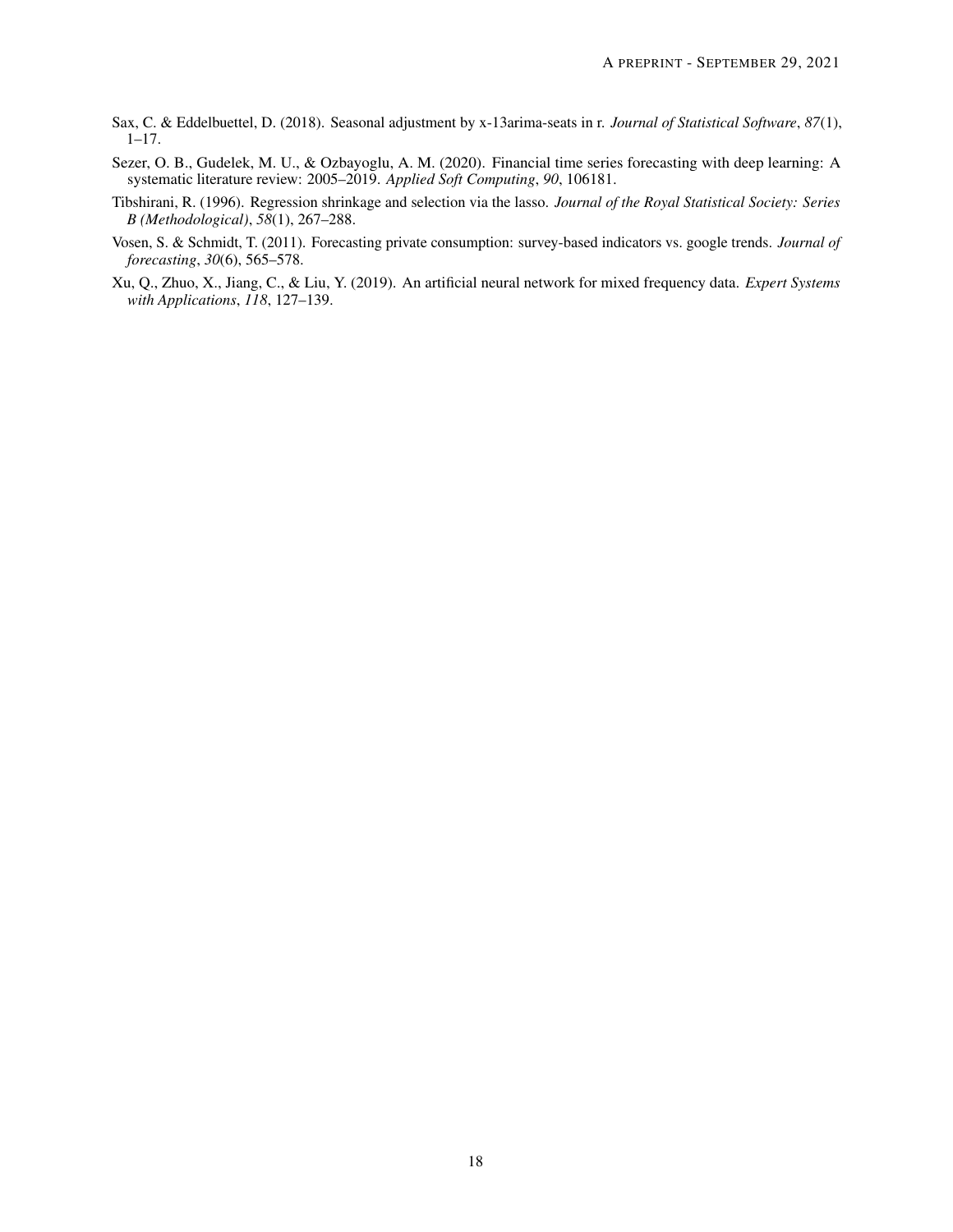Sax, C. & Eddelbuettel, D. (2018). Seasonal adjustment by x-13arima-seats in r. *Journal of Statistical Software*, *87*(1), 1–17.

Sezer, O. B., Gudelek, M. U., & Ozbayoglu, A. M. (2020). Financial time series forecasting with deep learning: A systematic literature review: 2005–2019. *Applied Soft Computing*, *90*, 106181.

Tibshirani, R. (1996). Regression shrinkage and selection via the lasso. *Journal of the Royal Statistical Society: Series B (Methodological)*, *58*(1), 267–288.

Vosen, S. & Schmidt, T. (2011). Forecasting private consumption: survey-based indicators vs. google trends. *Journal of forecasting*, *30*(6), 565–578.

Xu, Q., Zhuo, X., Jiang, C., & Liu, Y. (2019). An artificial neural network for mixed frequency data. *Expert Systems with Applications*, *118*, 127–139.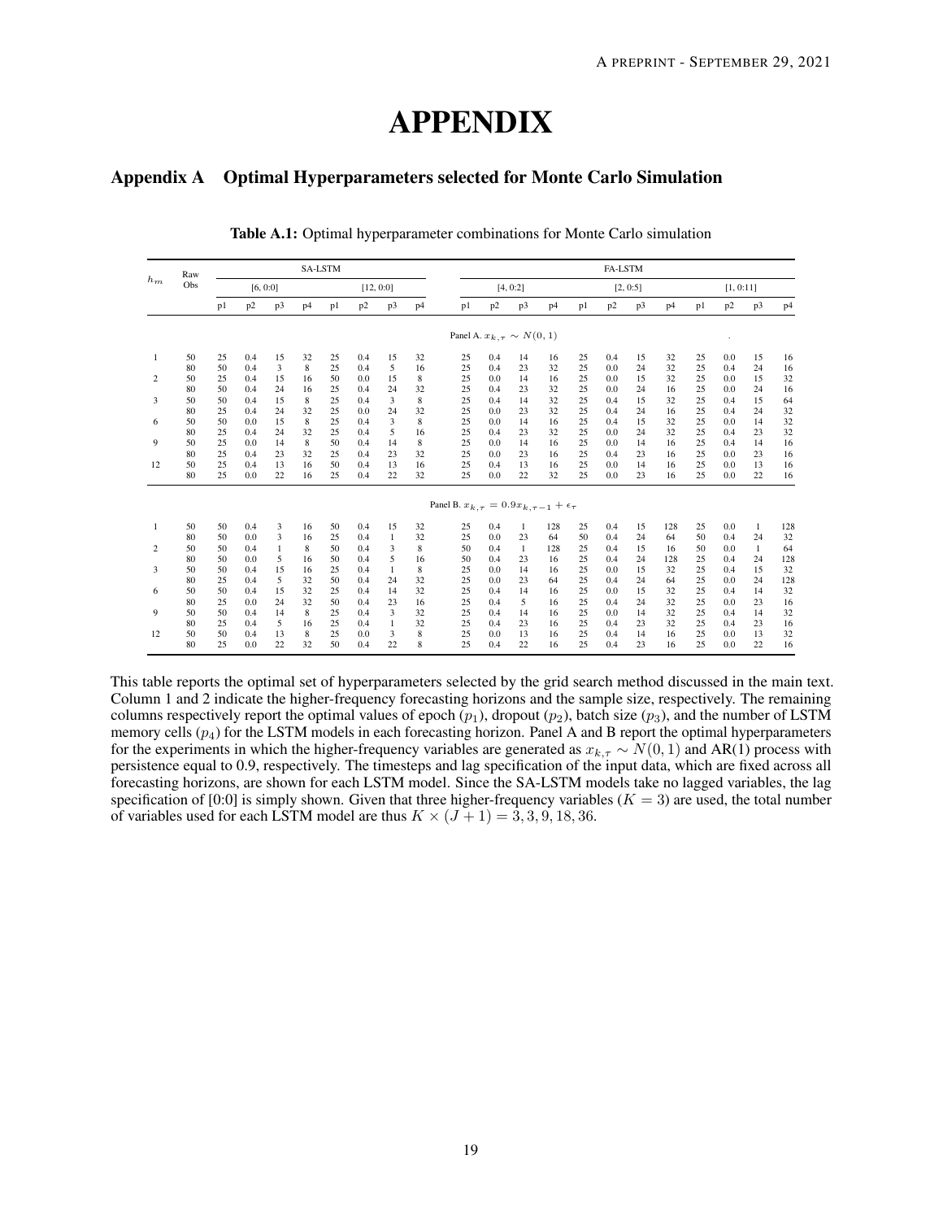# APPENDIX

## Appendix A  Optimal Hyperparameters selected for Monte Carlo Simulation

**Table A.1:** Optimal hyperparameter combinations for Monte Carlo simulation

| $h_m$ | Raw Obs | SA-LSTM | | | | | | | | FA-LSTM | | | | | | | | | | | |
|---|---|---|---|---|---|---|---|---|---|---|---|---|---|---|---|---|---|---|---|---|---|
| | | [6, 0:0] | | | | [12, 0:0] | | | | [4, 0:2] | | | | [2, 0:5] | | | | [1, 0:11] | | | |
| | | p1 | p2 | p3 | p4 | p1 | p2 | p3 | p4 | p1 | p2 | p3 | p4 | p1 | p2 | p3 | p4 | p1 | p2 | p3 | p4 |
| Panel A. $x_{k,\tau} \sim N(0,1)$ | | | | | | | | | | | | | | | | | | | | | |
| 1 | 50 | 25 | 0.4 | 15 | 32 | 25 | 0.4 | 15 | 32 | 25 | 0.4 | 14 | 16 | 25 | 0.4 | 15 | 32 | 25 | 0.0 | 15 | 16 |
| | 80 | 50 | 0.4 | 3 | 8 | 25 | 0.4 | 5 | 16 | 25 | 0.4 | 23 | 32 | 25 | 0.0 | 24 | 32 | 25 | 0.4 | 24 | 16 |
| 2 | 50 | 25 | 0.4 | 15 | 16 | 50 | 0.0 | 15 | 8 | 25 | 0.0 | 14 | 16 | 25 | 0.0 | 15 | 32 | 25 | 0.0 | 15 | 32 |
| | 80 | 50 | 0.4 | 24 | 16 | 25 | 0.4 | 24 | 32 | 25 | 0.4 | 23 | 32 | 25 | 0.0 | 24 | 16 | 25 | 0.0 | 24 | 16 |
| 3 | 50 | 50 | 0.4 | 15 | 8 | 25 | 0.4 | 3 | 8 | 25 | 0.4 | 14 | 32 | 25 | 0.4 | 15 | 32 | 25 | 0.4 | 15 | 64 |
| | 80 | 25 | 0.4 | 24 | 32 | 25 | 0.0 | 24 | 32 | 25 | 0.0 | 23 | 32 | 25 | 0.4 | 24 | 16 | 25 | 0.4 | 24 | 32 |
| 6 | 50 | 50 | 0.0 | 15 | 8 | 25 | 0.4 | 3 | 8 | 25 | 0.0 | 14 | 16 | 25 | 0.4 | 15 | 32 | 25 | 0.0 | 14 | 32 |
| | 80 | 25 | 0.4 | 24 | 32 | 25 | 0.4 | 5 | 16 | 25 | 0.4 | 23 | 32 | 25 | 0.0 | 24 | 32 | 25 | 0.4 | 23 | 32 |
| 9 | 50 | 25 | 0.0 | 14 | 8 | 50 | 0.4 | 14 | 8 | 25 | 0.0 | 14 | 16 | 25 | 0.0 | 14 | 16 | 25 | 0.4 | 14 | 16 |
| | 80 | 25 | 0.4 | 23 | 32 | 25 | 0.4 | 23 | 32 | 25 | 0.0 | 23 | 16 | 25 | 0.4 | 23 | 16 | 25 | 0.0 | 23 | 16 |
| 12 | 50 | 25 | 0.4 | 13 | 16 | 50 | 0.4 | 13 | 16 | 25 | 0.4 | 13 | 16 | 25 | 0.0 | 14 | 16 | 25 | 0.0 | 13 | 16 |
| | 80 | 25 | 0.0 | 22 | 16 | 25 | 0.4 | 22 | 32 | 25 | 0.0 | 22 | 32 | 25 | 0.0 | 23 | 16 | 25 | 0.0 | 22 | 16 |
| Panel B. $x_{k,\tau} = 0.9x_{k,\tau-1} + \epsilon_\tau$ | | | | | | | | | | | | | | | | | | | | | |
| 1 | 50 | 50 | 0.4 | 3 | 16 | 50 | 0.4 | 15 | 32 | 25 | 0.4 | 1 | 128 | 25 | 0.4 | 15 | 128 | 25 | 0.0 | 1 | 128 |
| | 80 | 50 | 0.0 | 3 | 16 | 25 | 0.4 | 1 | 32 | 25 | 0.0 | 23 | 64 | 50 | 0.4 | 24 | 64 | 50 | 0.4 | 24 | 32 |
| 2 | 50 | 50 | 0.4 | 1 | 8 | 50 | 0.4 | 3 | 8 | 50 | 0.4 | 1 | 128 | 25 | 0.4 | 15 | 16 | 50 | 0.0 | 1 | 64 |
| | 80 | 50 | 0.0 | 5 | 16 | 50 | 0.4 | 5 | 16 | 50 | 0.4 | 23 | 16 | 25 | 0.4 | 24 | 128 | 25 | 0.4 | 24 | 128 |
| 3 | 50 | 50 | 0.4 | 15 | 16 | 25 | 0.4 | 1 | 8 | 25 | 0.0 | 14 | 16 | 25 | 0.0 | 15 | 32 | 25 | 0.4 | 15 | 32 |
| | 80 | 25 | 0.4 | 5 | 32 | 50 | 0.4 | 24 | 32 | 25 | 0.0 | 23 | 64 | 25 | 0.4 | 24 | 64 | 25 | 0.0 | 24 | 128 |
| 6 | 50 | 50 | 0.4 | 15 | 32 | 25 | 0.4 | 14 | 32 | 25 | 0.4 | 14 | 16 | 25 | 0.0 | 15 | 32 | 25 | 0.4 | 14 | 32 |
| | 80 | 25 | 0.0 | 24 | 32 | 50 | 0.4 | 23 | 16 | 25 | 0.4 | 5 | 16 | 25 | 0.4 | 24 | 32 | 25 | 0.0 | 23 | 16 |
| 9 | 50 | 50 | 0.4 | 14 | 8 | 25 | 0.4 | 3 | 32 | 25 | 0.4 | 14 | 16 | 25 | 0.0 | 14 | 32 | 25 | 0.4 | 14 | 32 |
| | 80 | 25 | 0.4 | 5 | 16 | 25 | 0.4 | 1 | 32 | 25 | 0.4 | 23 | 16 | 25 | 0.4 | 23 | 32 | 25 | 0.4 | 23 | 16 |
| 12 | 50 | 50 | 0.4 | 13 | 8 | 25 | 0.0 | 3 | 8 | 25 | 0.0 | 13 | 16 | 25 | 0.4 | 14 | 16 | 25 | 0.0 | 13 | 32 |
| | 80 | 25 | 0.0 | 22 | 32 | 50 | 0.4 | 22 | 8 | 25 | 0.4 | 22 | 16 | 25 | 0.4 | 23 | 16 | 25 | 0.0 | 22 | 16 |

This table reports the optimal set of hyperparameters selected by the grid search method discussed in the main text. Column 1 and 2 indicate the higher-frequency forecasting horizons and the sample size, respectively. The remaining columns respectively report the optimal values of epoch ($p_1$), dropout ($p_2$), batch size ($p_3$), and the number of LSTM memory cells ($p_4$) for the LSTM models in each forecasting horizon. Panel A and B report the optimal hyperparameters for the experiments in which the higher-frequency variables are generated as $x_{k,\tau} \sim N(0,1)$ and AR(1) process with persistence equal to 0.9, respectively. The timesteps and lag specification of the input data, which are fixed across all forecasting horizons, are shown for each LSTM model. Since the SA-LSTM models take no lagged variables, the lag specification of [0:0] is simply shown. Given that three higher-frequency variables ($K = 3$) are used, the total number of variables used for each LSTM model are thus $K \times (J + 1) = 3, 3, 9, 18, 36$.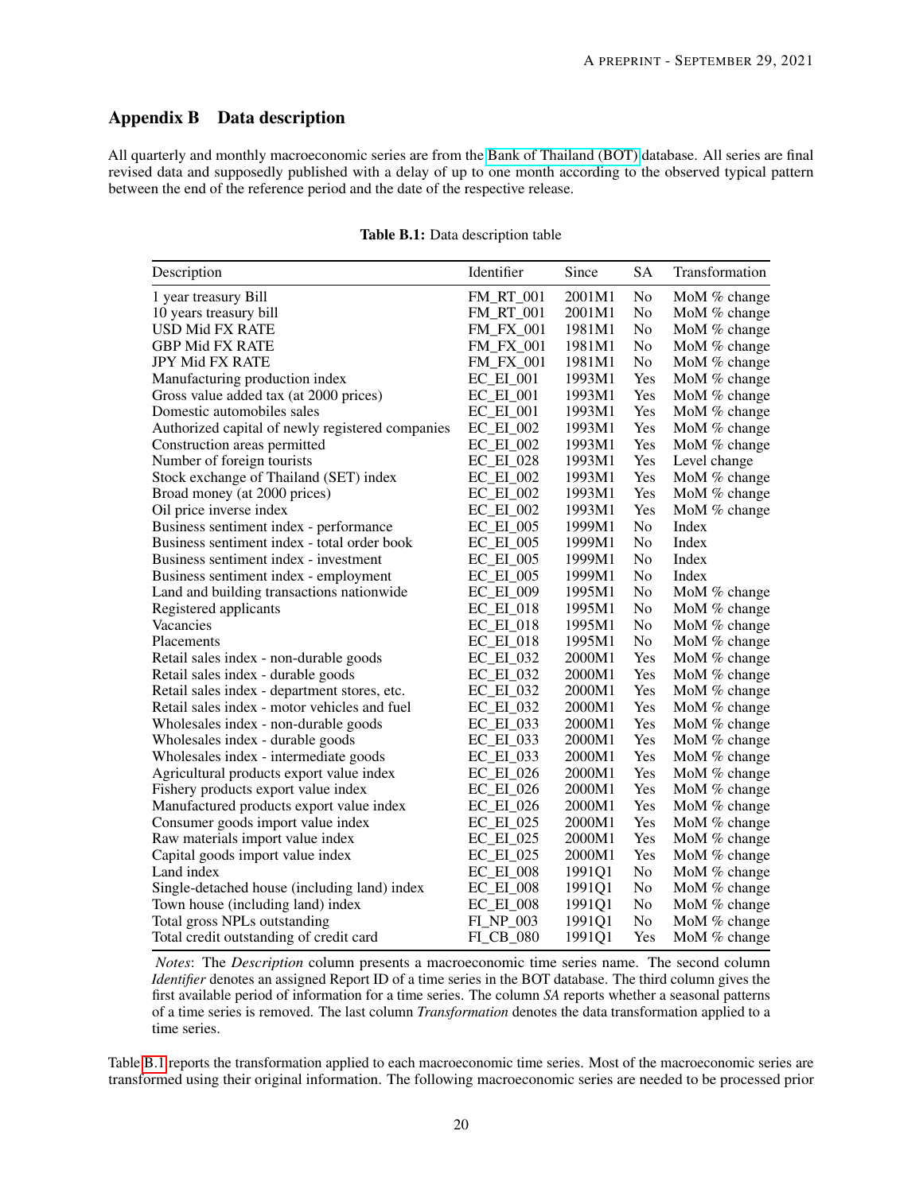## Appendix B   Data description

All quarterly and monthly macroeconomic series are from the Bank of Thailand (BOT) database. All series are final revised data and supposedly published with a delay of up to one month according to the observed typical pattern between the end of the reference period and the date of the respective release.

**Table B.1:** Data description table

| Description | Identifier | Since | SA | Transformation |
|---|---|---|---|---|
| 1 year treasury Bill | FM_RT_001 | 2001M1 | No | MoM % change |
| 10 years treasury bill | FM_RT_001 | 2001M1 | No | MoM % change |
| USD Mid FX RATE | FM_FX_001 | 1981M1 | No | MoM % change |
| GBP Mid FX RATE | FM_FX_001 | 1981M1 | No | MoM % change |
| JPY Mid FX RATE | FM_FX_001 | 1981M1 | No | MoM % change |
| Manufacturing production index | EC_EI_001 | 1993M1 | Yes | MoM % change |
| Gross value added tax (at 2000 prices) | EC_EI_001 | 1993M1 | Yes | MoM % change |
| Domestic automobiles sales | EC_EI_001 | 1993M1 | Yes | MoM % change |
| Authorized capital of newly registered companies | EC_EI_002 | 1993M1 | Yes | MoM % change |
| Construction areas permitted | EC_EI_002 | 1993M1 | Yes | MoM % change |
| Number of foreign tourists | EC_EI_028 | 1993M1 | Yes | Level change |
| Stock exchange of Thailand (SET) index | EC_EI_002 | 1993M1 | Yes | MoM % change |
| Broad money (at 2000 prices) | EC_EI_002 | 1993M1 | Yes | MoM % change |
| Oil price inverse index | EC_EI_002 | 1993M1 | Yes | MoM % change |
| Business sentiment index - performance | EC_EI_005 | 1999M1 | No | Index |
| Business sentiment index - total order book | EC_EI_005 | 1999M1 | No | Index |
| Business sentiment index - investment | EC_EI_005 | 1999M1 | No | Index |
| Business sentiment index - employment | EC_EI_005 | 1999M1 | No | Index |
| Land and building transactions nationwide | EC_EI_009 | 1995M1 | No | MoM % change |
| Registered applicants | EC_EI_018 | 1995M1 | No | MoM % change |
| Vacancies | EC_EI_018 | 1995M1 | No | MoM % change |
| Placements | EC_EI_018 | 1995M1 | No | MoM % change |
| Retail sales index - non-durable goods | EC_EI_032 | 2000M1 | Yes | MoM % change |
| Retail sales index - durable goods | EC_EI_032 | 2000M1 | Yes | MoM % change |
| Retail sales index - department stores, etc. | EC_EI_032 | 2000M1 | Yes | MoM % change |
| Retail sales index - motor vehicles and fuel | EC_EI_032 | 2000M1 | Yes | MoM % change |
| Wholesales index - non-durable goods | EC_EI_033 | 2000M1 | Yes | MoM % change |
| Wholesales index - durable goods | EC_EI_033 | 2000M1 | Yes | MoM % change |
| Wholesales index - intermediate goods | EC_EI_033 | 2000M1 | Yes | MoM % change |
| Agricultural products export value index | EC_EI_026 | 2000M1 | Yes | MoM % change |
| Fishery products export value index | EC_EI_026 | 2000M1 | Yes | MoM % change |
| Manufactured products export value index | EC_EI_026 | 2000M1 | Yes | MoM % change |
| Consumer goods import value index | EC_EI_025 | 2000M1 | Yes | MoM % change |
| Raw materials import value index | EC_EI_025 | 2000M1 | Yes | MoM % change |
| Capital goods import value index | EC_EI_025 | 2000M1 | Yes | MoM % change |
| Land index | EC_EI_008 | 1991Q1 | No | MoM % change |
| Single-detached house (including land) index | EC_EI_008 | 1991Q1 | No | MoM % change |
| Town house (including land) index | EC_EI_008 | 1991Q1 | No | MoM % change |
| Total gross NPLs outstanding | FI_NP_003 | 1991Q1 | No | MoM % change |
| Total credit outstanding of credit card | FI_CB_080 | 1991Q1 | Yes | MoM % change |

*Notes*: The *Description* column presents a macroeconomic time series name. The second column *Identifier* denotes an assigned Report ID of a time series in the BOT database. The third column gives the first available period of information for a time series. The column *SA* reports whether a seasonal patterns of a time series is removed. The last column *Transformation* denotes the data transformation applied to a time series.

Table B.1 reports the transformation applied to each macroeconomic time series. Most of the macroeconomic series are transformed using their original information. The following macroeconomic series are needed to be processed prior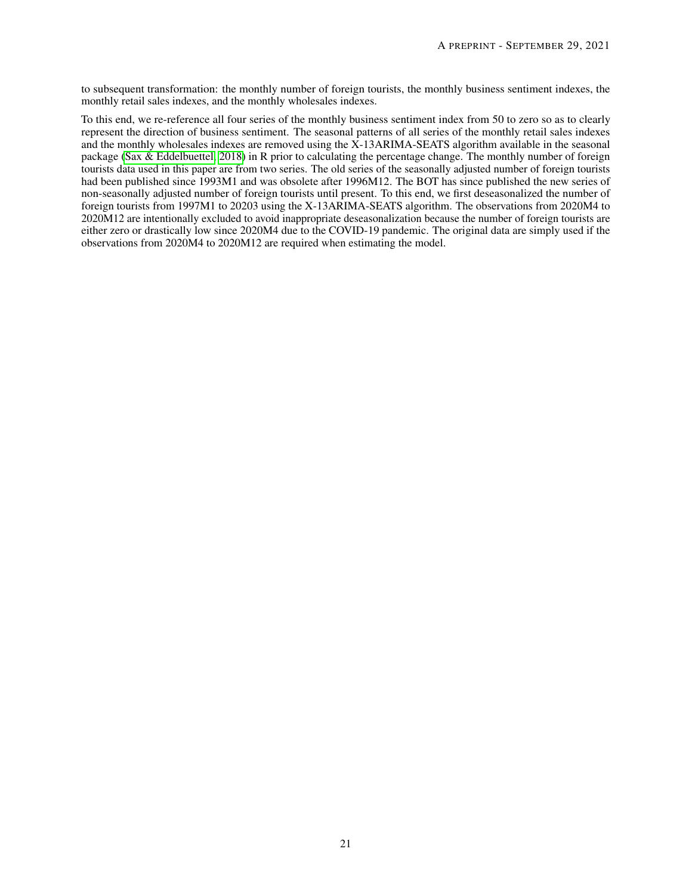to subsequent transformation: the monthly number of foreign tourists, the monthly business sentiment indexes, the monthly retail sales indexes, and the monthly wholesales indexes.

To this end, we re-reference all four series of the monthly business sentiment index from 50 to zero so as to clearly represent the direction of business sentiment. The seasonal patterns of all series of the monthly retail sales indexes and the monthly wholesales indexes are removed using the X-13ARIMA-SEATS algorithm available in the seasonal package (Sax & Eddelbuettel, 2018) in R prior to calculating the percentage change. The monthly number of foreign tourists data used in this paper are from two series. The old series of the seasonally adjusted number of foreign tourists had been published since 1993M1 and was obsolete after 1996M12. The BOT has since published the new series of non-seasonally adjusted number of foreign tourists until present. To this end, we first deseasonalized the number of foreign tourists from 1997M1 to 20203 using the X-13ARIMA-SEATS algorithm. The observations from 2020M4 to 2020M12 are intentionally excluded to avoid inappropriate deseasonalization because the number of foreign tourists are either zero or drastically low since 2020M4 due to the COVID-19 pandemic. The original data are simply used if the observations from 2020M4 to 2020M12 are required when estimating the model.